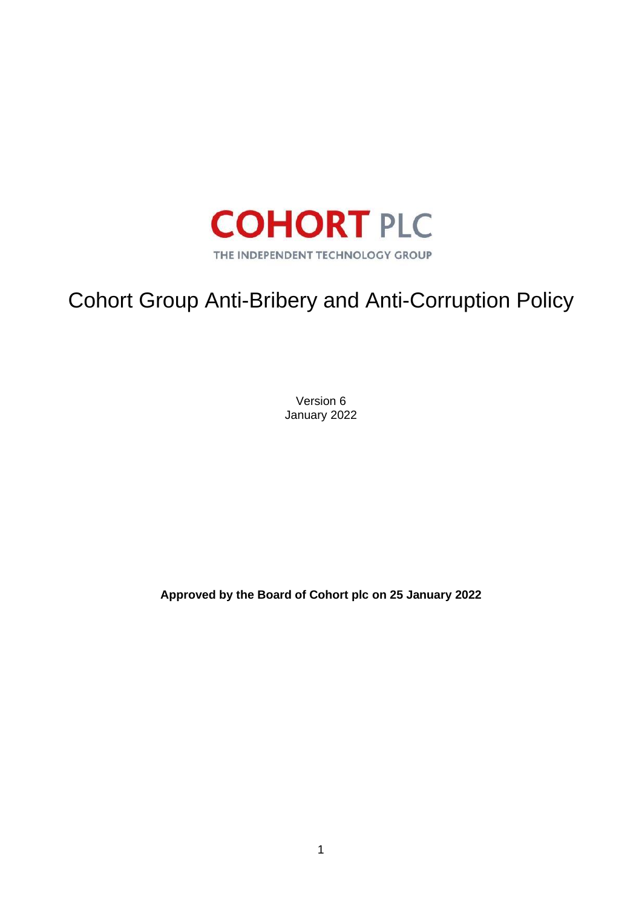**COHORT PLC**

THE INDEPENDENT TECHNOLOGY GROUP

# Cohort Group Anti-Bribery and Anti-Corruption Policy

Version 6
January 2022

**Approved by the Board of Cohort plc on 25 January 2022**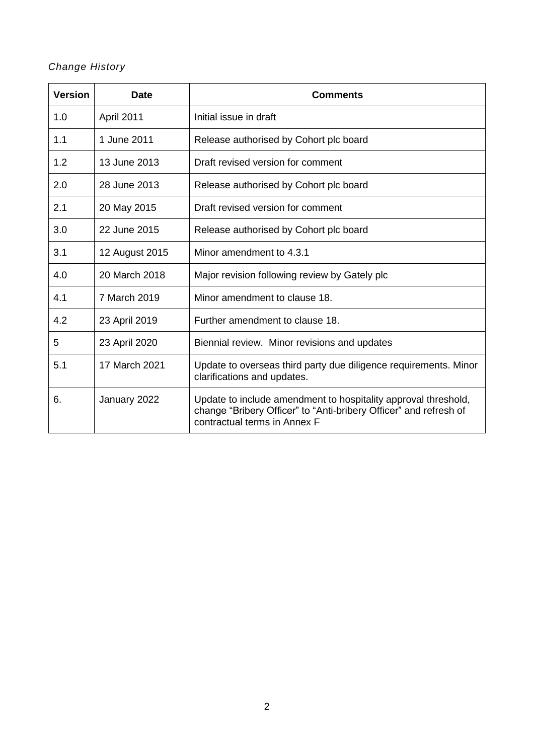*Change History*

| Version | Date | Comments |
|---|---|---|
| 1.0 | April 2011 | Initial issue in draft |
| 1.1 | 1 June 2011 | Release authorised by Cohort plc board |
| 1.2 | 13 June 2013 | Draft revised version for comment |
| 2.0 | 28 June 2013 | Release authorised by Cohort plc board |
| 2.1 | 20 May 2015 | Draft revised version for comment |
| 3.0 | 22 June 2015 | Release authorised by Cohort plc board |
| 3.1 | 12 August 2015 | Minor amendment to 4.3.1 |
| 4.0 | 20 March 2018 | Major revision following review by Gately plc |
| 4.1 | 7 March 2019 | Minor amendment to clause 18. |
| 4.2 | 23 April 2019 | Further amendment to clause 18. |
| 5 | 23 April 2020 | Biennial review. Minor revisions and updates |
| 5.1 | 17 March 2021 | Update to overseas third party due diligence requirements. Minor clarifications and updates. |
| 6. | January 2022 | Update to include amendment to hospitality approval threshold, change "Bribery Officer" to "Anti-bribery Officer" and refresh of contractual terms in Annex F |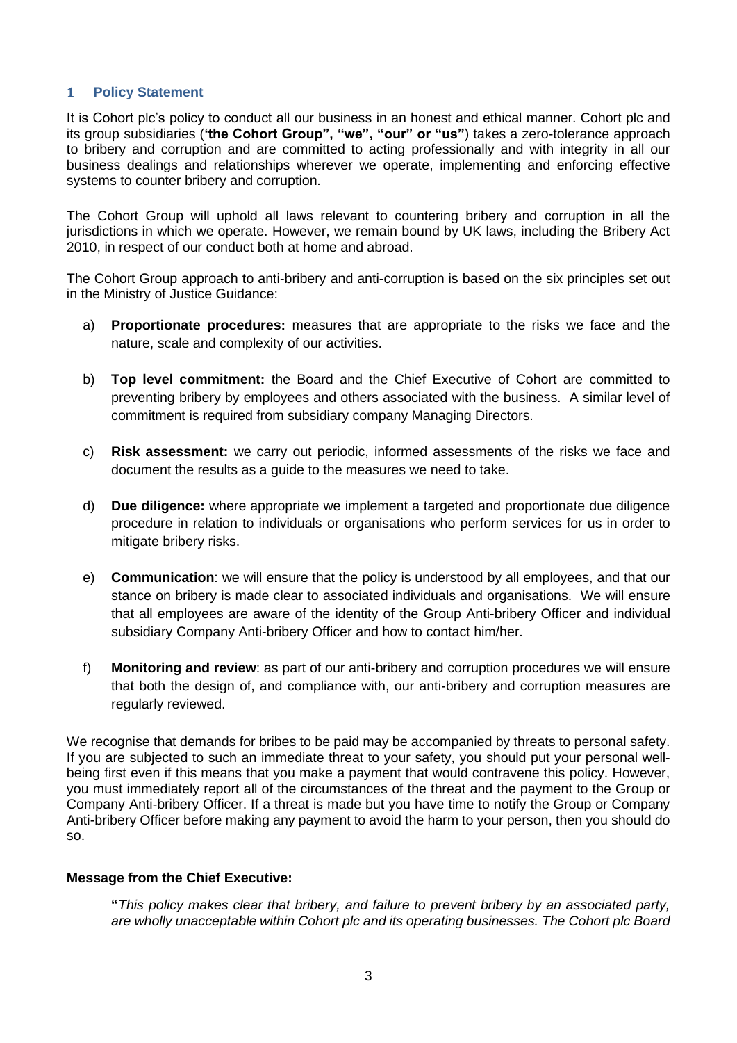## 1 Policy Statement

It is Cohort plc's policy to conduct all our business in an honest and ethical manner. Cohort plc and its group subsidiaries (**'the Cohort Group", "we", "our" or "us"**) takes a zero-tolerance approach to bribery and corruption and are committed to acting professionally and with integrity in all our business dealings and relationships wherever we operate, implementing and enforcing effective systems to counter bribery and corruption.

The Cohort Group will uphold all laws relevant to countering bribery and corruption in all the jurisdictions in which we operate. However, we remain bound by UK laws, including the Bribery Act 2010, in respect of our conduct both at home and abroad.

The Cohort Group approach to anti-bribery and anti-corruption is based on the six principles set out in the Ministry of Justice Guidance:

a) **Proportionate procedures:** measures that are appropriate to the risks we face and the nature, scale and complexity of our activities.

b) **Top level commitment:** the Board and the Chief Executive of Cohort are committed to preventing bribery by employees and others associated with the business. A similar level of commitment is required from subsidiary company Managing Directors.

c) **Risk assessment:** we carry out periodic, informed assessments of the risks we face and document the results as a guide to the measures we need to take.

d) **Due diligence:** where appropriate we implement a targeted and proportionate due diligence procedure in relation to individuals or organisations who perform services for us in order to mitigate bribery risks.

e) **Communication**: we will ensure that the policy is understood by all employees, and that our stance on bribery is made clear to associated individuals and organisations. We will ensure that all employees are aware of the identity of the Group Anti-bribery Officer and individual subsidiary Company Anti-bribery Officer and how to contact him/her.

f) **Monitoring and review**: as part of our anti-bribery and corruption procedures we will ensure that both the design of, and compliance with, our anti-bribery and corruption measures are regularly reviewed.

We recognise that demands for bribes to be paid may be accompanied by threats to personal safety. If you are subjected to such an immediate threat to your safety, you should put your personal well-being first even if this means that you make a payment that would contravene this policy. However, you must immediately report all of the circumstances of the threat and the payment to the Group or Company Anti-bribery Officer. If a threat is made but you have time to notify the Group or Company Anti-bribery Officer before making any payment to avoid the harm to your person, then you should do so.

**Message from the Chief Executive:**

**"***This policy makes clear that bribery, and failure to prevent bribery by an associated party, are wholly unacceptable within Cohort plc and its operating businesses. The Cohort plc Board*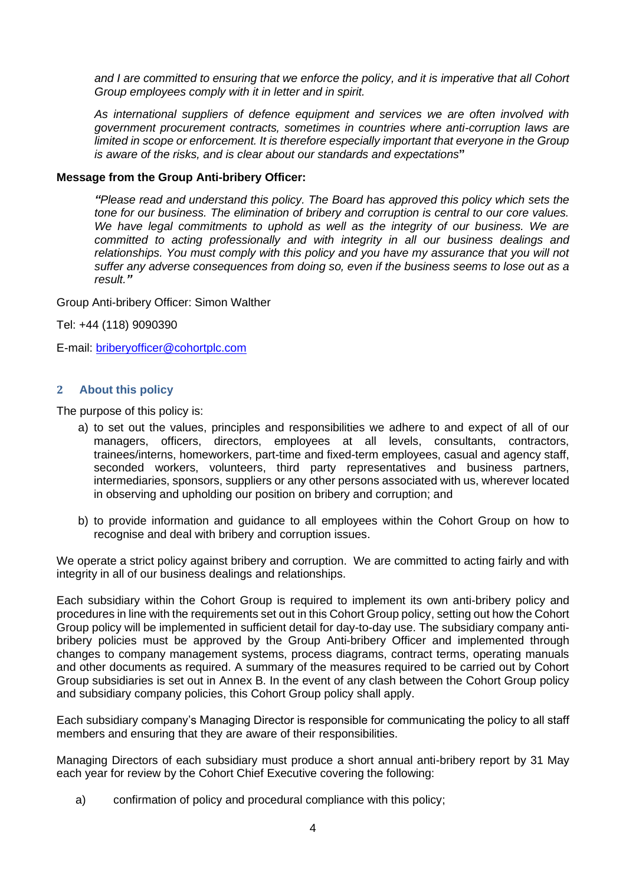*and I are committed to ensuring that we enforce the policy, and it is imperative that all Cohort Group employees comply with it in letter and in spirit.*

*As international suppliers of defence equipment and services we are often involved with government procurement contracts, sometimes in countries where anti-corruption laws are limited in scope or enforcement. It is therefore especially important that everyone in the Group is aware of the risks, and is clear about our standards and expectations*"

**Message from the Group Anti-bribery Officer:**

*"Please read and understand this policy. The Board has approved this policy which sets the tone for our business. The elimination of bribery and corruption is central to our core values. We have legal commitments to uphold as well as the integrity of our business. We are committed to acting professionally and with integrity in all our business dealings and relationships. You must comply with this policy and you have my assurance that you will not suffer any adverse consequences from doing so, even if the business seems to lose out as a result."*

Group Anti-bribery Officer: Simon Walther

Tel: +44 (118) 9090390

E-mail: briberyofficer@cohortplc.com

## 2 About this policy

The purpose of this policy is:

a) to set out the values, principles and responsibilities we adhere to and expect of all of our managers, officers, directors, employees at all levels, consultants, contractors, trainees/interns, homeworkers, part-time and fixed-term employees, casual and agency staff, seconded workers, volunteers, third party representatives and business partners, intermediaries, sponsors, suppliers or any other persons associated with us, wherever located in observing and upholding our position on bribery and corruption; and

b) to provide information and guidance to all employees within the Cohort Group on how to recognise and deal with bribery and corruption issues.

We operate a strict policy against bribery and corruption. We are committed to acting fairly and with integrity in all of our business dealings and relationships.

Each subsidiary within the Cohort Group is required to implement its own anti-bribery policy and procedures in line with the requirements set out in this Cohort Group policy, setting out how the Cohort Group policy will be implemented in sufficient detail for day-to-day use. The subsidiary company anti-bribery policies must be approved by the Group Anti-bribery Officer and implemented through changes to company management systems, process diagrams, contract terms, operating manuals and other documents as required. A summary of the measures required to be carried out by Cohort Group subsidiaries is set out in Annex B. In the event of any clash between the Cohort Group policy and subsidiary company policies, this Cohort Group policy shall apply.

Each subsidiary company's Managing Director is responsible for communicating the policy to all staff members and ensuring that they are aware of their responsibilities.

Managing Directors of each subsidiary must produce a short annual anti-bribery report by 31 May each year for review by the Cohort Chief Executive covering the following:

a) confirmation of policy and procedural compliance with this policy;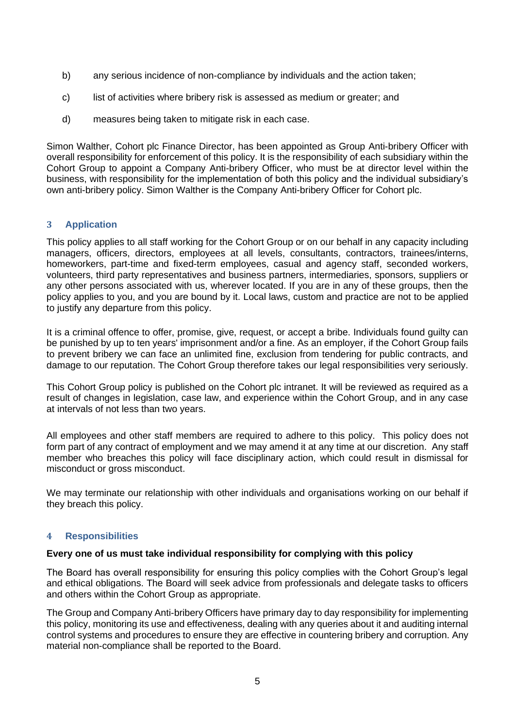b) any serious incidence of non-compliance by individuals and the action taken;

c) list of activities where bribery risk is assessed as medium or greater; and

d) measures being taken to mitigate risk in each case.

Simon Walther, Cohort plc Finance Director, has been appointed as Group Anti-bribery Officer with overall responsibility for enforcement of this policy. It is the responsibility of each subsidiary within the Cohort Group to appoint a Company Anti-bribery Officer, who must be at director level within the business, with responsibility for the implementation of both this policy and the individual subsidiary's own anti-bribery policy. Simon Walther is the Company Anti-bribery Officer for Cohort plc.

## 3 Application

This policy applies to all staff working for the Cohort Group or on our behalf in any capacity including managers, officers, directors, employees at all levels, consultants, contractors, trainees/interns, homeworkers, part-time and fixed-term employees, casual and agency staff, seconded workers, volunteers, third party representatives and business partners, intermediaries, sponsors, suppliers or any other persons associated with us, wherever located. If you are in any of these groups, then the policy applies to you, and you are bound by it. Local laws, custom and practice are not to be applied to justify any departure from this policy.

It is a criminal offence to offer, promise, give, request, or accept a bribe. Individuals found guilty can be punished by up to ten years' imprisonment and/or a fine. As an employer, if the Cohort Group fails to prevent bribery we can face an unlimited fine, exclusion from tendering for public contracts, and damage to our reputation. The Cohort Group therefore takes our legal responsibilities very seriously.

This Cohort Group policy is published on the Cohort plc intranet. It will be reviewed as required as a result of changes in legislation, case law, and experience within the Cohort Group, and in any case at intervals of not less than two years.

All employees and other staff members are required to adhere to this policy. This policy does not form part of any contract of employment and we may amend it at any time at our discretion. Any staff member who breaches this policy will face disciplinary action, which could result in dismissal for misconduct or gross misconduct.

We may terminate our relationship with other individuals and organisations working on our behalf if they breach this policy.

## 4 Responsibilities

**Every one of us must take individual responsibility for complying with this policy**

The Board has overall responsibility for ensuring this policy complies with the Cohort Group's legal and ethical obligations. The Board will seek advice from professionals and delegate tasks to officers and others within the Cohort Group as appropriate.

The Group and Company Anti-bribery Officers have primary day to day responsibility for implementing this policy, monitoring its use and effectiveness, dealing with any queries about it and auditing internal control systems and procedures to ensure they are effective in countering bribery and corruption. Any material non-compliance shall be reported to the Board.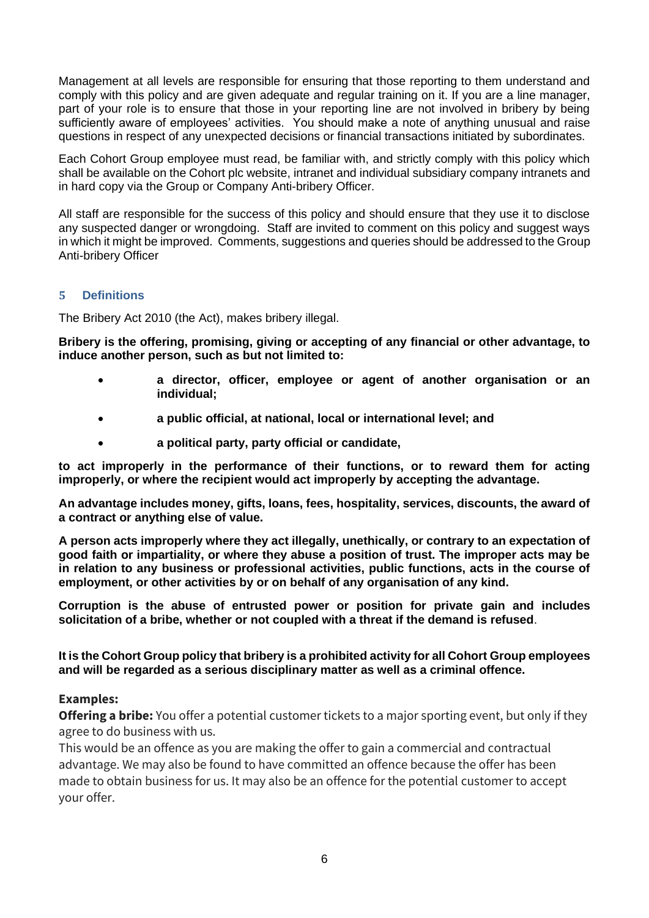Management at all levels are responsible for ensuring that those reporting to them understand and comply with this policy and are given adequate and regular training on it. If you are a line manager, part of your role is to ensure that those in your reporting line are not involved in bribery by being sufficiently aware of employees' activities. You should make a note of anything unusual and raise questions in respect of any unexpected decisions or financial transactions initiated by subordinates.

Each Cohort Group employee must read, be familiar with, and strictly comply with this policy which shall be available on the Cohort plc website, intranet and individual subsidiary company intranets and in hard copy via the Group or Company Anti-bribery Officer.

All staff are responsible for the success of this policy and should ensure that they use it to disclose any suspected danger or wrongdoing. Staff are invited to comment on this policy and suggest ways in which it might be improved. Comments, suggestions and queries should be addressed to the Group Anti-bribery Officer

## 5 Definitions

The Bribery Act 2010 (the Act), makes bribery illegal.

**Bribery is the offering, promising, giving or accepting of any financial or other advantage, to induce another person, such as but not limited to:**

- **a director, officer, employee or agent of another organisation or an individual;**
- **a public official, at national, local or international level; and**
- **a political party, party official or candidate,**

**to act improperly in the performance of their functions, or to reward them for acting improperly, or where the recipient would act improperly by accepting the advantage.**

**An advantage includes money, gifts, loans, fees, hospitality, services, discounts, the award of a contract or anything else of value.**

**A person acts improperly where they act illegally, unethically, or contrary to an expectation of good faith or impartiality, or where they abuse a position of trust. The improper acts may be in relation to any business or professional activities, public functions, acts in the course of employment, or other activities by or on behalf of any organisation of any kind.**

**Corruption is the abuse of entrusted power or position for private gain and includes solicitation of a bribe, whether or not coupled with a threat if the demand is refused**.

**It is the Cohort Group policy that bribery is a prohibited activity for all Cohort Group employees and will be regarded as a serious disciplinary matter as well as a criminal offence.**

**Examples:**

**Offering a bribe:** You offer a potential customer tickets to a major sporting event, but only if they agree to do business with us.

This would be an offence as you are making the offer to gain a commercial and contractual advantage. We may also be found to have committed an offence because the offer has been made to obtain business for us. It may also be an offence for the potential customer to accept your offer.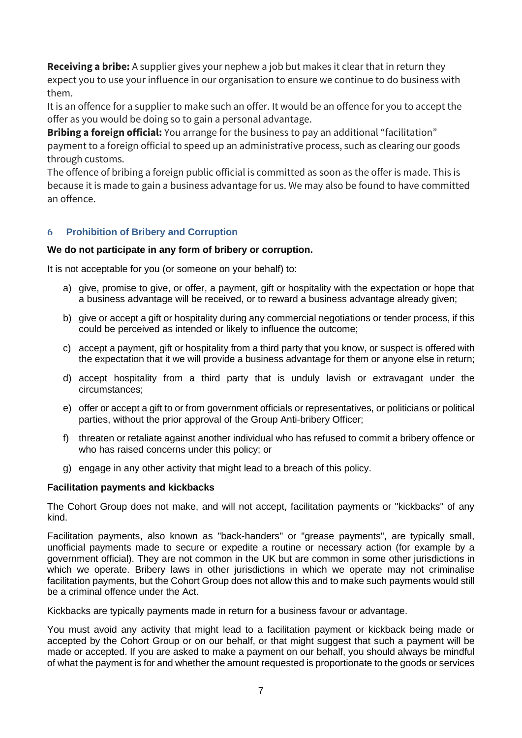**Receiving a bribe:** A supplier gives your nephew a job but makes it clear that in return they expect you to use your influence in our organisation to ensure we continue to do business with them.

It is an offence for a supplier to make such an offer. It would be an offence for you to accept the offer as you would be doing so to gain a personal advantage.

**Bribing a foreign official:** You arrange for the business to pay an additional "facilitation" payment to a foreign official to speed up an administrative process, such as clearing our goods through customs.

The offence of bribing a foreign public official is committed as soon as the offer is made. This is because it is made to gain a business advantage for us. We may also be found to have committed an offence.

## 6 Prohibition of Bribery and Corruption

**We do not participate in any form of bribery or corruption.**

It is not acceptable for you (or someone on your behalf) to:

a) give, promise to give, or offer, a payment, gift or hospitality with the expectation or hope that a business advantage will be received, or to reward a business advantage already given;

b) give or accept a gift or hospitality during any commercial negotiations or tender process, if this could be perceived as intended or likely to influence the outcome;

c) accept a payment, gift or hospitality from a third party that you know, or suspect is offered with the expectation that it we will provide a business advantage for them or anyone else in return;

d) accept hospitality from a third party that is unduly lavish or extravagant under the circumstances;

e) offer or accept a gift to or from government officials or representatives, or politicians or political parties, without the prior approval of the Group Anti-bribery Officer;

f) threaten or retaliate against another individual who has refused to commit a bribery offence or who has raised concerns under this policy; or

g) engage in any other activity that might lead to a breach of this policy.

**Facilitation payments and kickbacks**

The Cohort Group does not make, and will not accept, facilitation payments or "kickbacks" of any kind.

Facilitation payments, also known as "back-handers" or "grease payments", are typically small, unofficial payments made to secure or expedite a routine or necessary action (for example by a government official). They are not common in the UK but are common in some other jurisdictions in which we operate. Bribery laws in other jurisdictions in which we operate may not criminalise facilitation payments, but the Cohort Group does not allow this and to make such payments would still be a criminal offence under the Act.

Kickbacks are typically payments made in return for a business favour or advantage.

You must avoid any activity that might lead to a facilitation payment or kickback being made or accepted by the Cohort Group or on our behalf, or that might suggest that such a payment will be made or accepted. If you are asked to make a payment on our behalf, you should always be mindful of what the payment is for and whether the amount requested is proportionate to the goods or services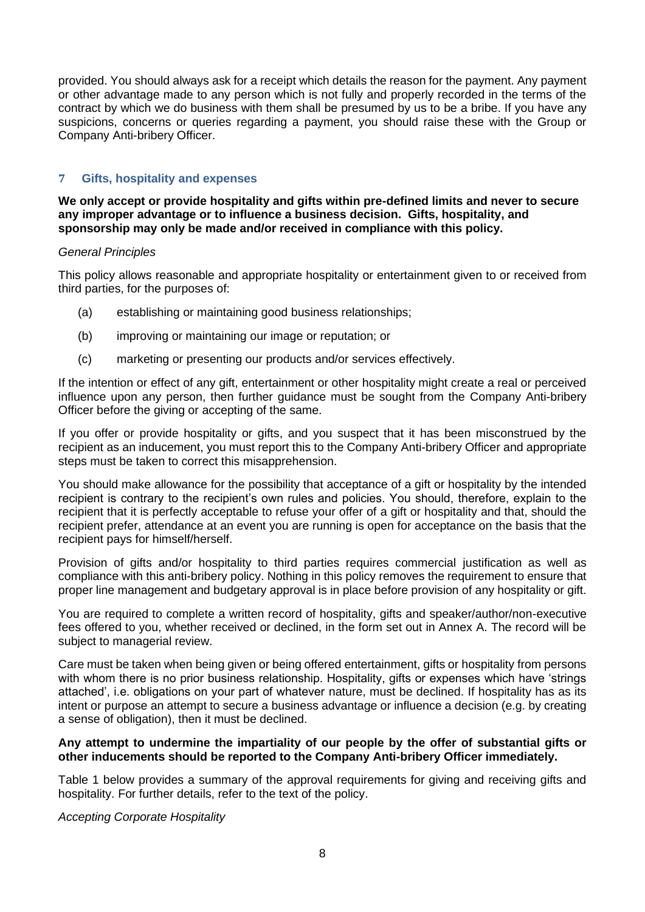provided. You should always ask for a receipt which details the reason for the payment. Any payment or other advantage made to any person which is not fully and properly recorded in the terms of the contract by which we do business with them shall be presumed by us to be a bribe. If you have any suspicions, concerns or queries regarding a payment, you should raise these with the Group or Company Anti-bribery Officer.

## 7 Gifts, hospitality and expenses

**We only accept or provide hospitality and gifts within pre-defined limits and never to secure any improper advantage or to influence a business decision. Gifts, hospitality, and sponsorship may only be made and/or received in compliance with this policy.**

*General Principles*

This policy allows reasonable and appropriate hospitality or entertainment given to or received from third parties, for the purposes of:

(a) establishing or maintaining good business relationships;

(b) improving or maintaining our image or reputation; or

(c) marketing or presenting our products and/or services effectively.

If the intention or effect of any gift, entertainment or other hospitality might create a real or perceived influence upon any person, then further guidance must be sought from the Company Anti-bribery Officer before the giving or accepting of the same.

If you offer or provide hospitality or gifts, and you suspect that it has been misconstrued by the recipient as an inducement, you must report this to the Company Anti-bribery Officer and appropriate steps must be taken to correct this misapprehension.

You should make allowance for the possibility that acceptance of a gift or hospitality by the intended recipient is contrary to the recipient's own rules and policies. You should, therefore, explain to the recipient that it is perfectly acceptable to refuse your offer of a gift or hospitality and that, should the recipient prefer, attendance at an event you are running is open for acceptance on the basis that the recipient pays for himself/herself.

Provision of gifts and/or hospitality to third parties requires commercial justification as well as compliance with this anti-bribery policy. Nothing in this policy removes the requirement to ensure that proper line management and budgetary approval is in place before provision of any hospitality or gift.

You are required to complete a written record of hospitality, gifts and speaker/author/non-executive fees offered to you, whether received or declined, in the form set out in Annex A. The record will be subject to managerial review.

Care must be taken when being given or being offered entertainment, gifts or hospitality from persons with whom there is no prior business relationship. Hospitality, gifts or expenses which have 'strings attached', i.e. obligations on your part of whatever nature, must be declined. If hospitality has as its intent or purpose an attempt to secure a business advantage or influence a decision (e.g. by creating a sense of obligation), then it must be declined.

**Any attempt to undermine the impartiality of our people by the offer of substantial gifts or other inducements should be reported to the Company Anti-bribery Officer immediately.**

Table 1 below provides a summary of the approval requirements for giving and receiving gifts and hospitality. For further details, refer to the text of the policy.

*Accepting Corporate Hospitality*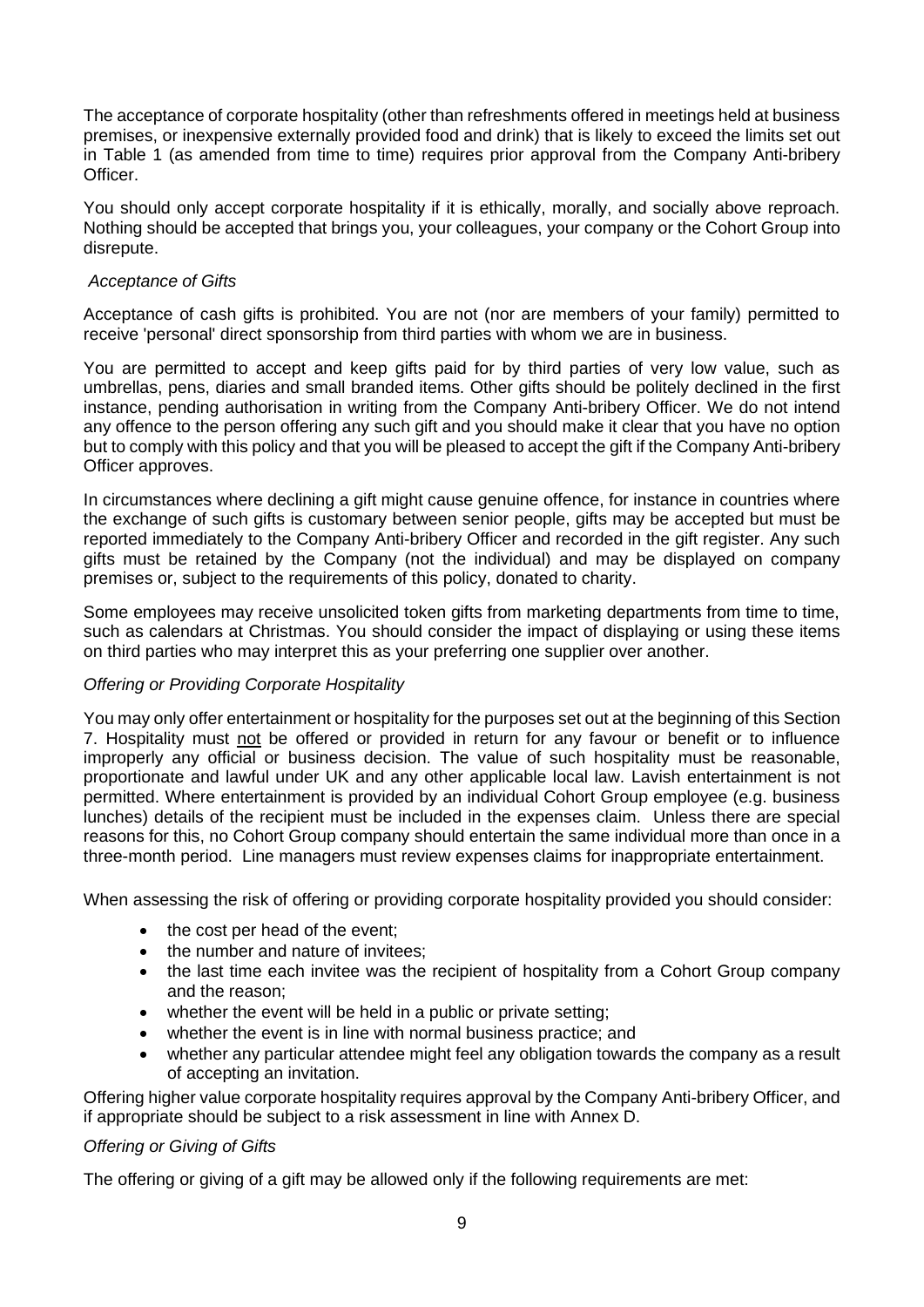The acceptance of corporate hospitality (other than refreshments offered in meetings held at business premises, or inexpensive externally provided food and drink) that is likely to exceed the limits set out in Table 1 (as amended from time to time) requires prior approval from the Company Anti-bribery Officer.

You should only accept corporate hospitality if it is ethically, morally, and socially above reproach. Nothing should be accepted that brings you, your colleagues, your company or the Cohort Group into disrepute.

*Acceptance of Gifts*

Acceptance of cash gifts is prohibited. You are not (nor are members of your family) permitted to receive 'personal' direct sponsorship from third parties with whom we are in business.

You are permitted to accept and keep gifts paid for by third parties of very low value, such as umbrellas, pens, diaries and small branded items. Other gifts should be politely declined in the first instance, pending authorisation in writing from the Company Anti-bribery Officer. We do not intend any offence to the person offering any such gift and you should make it clear that you have no option but to comply with this policy and that you will be pleased to accept the gift if the Company Anti-bribery Officer approves.

In circumstances where declining a gift might cause genuine offence, for instance in countries where the exchange of such gifts is customary between senior people, gifts may be accepted but must be reported immediately to the Company Anti-bribery Officer and recorded in the gift register. Any such gifts must be retained by the Company (not the individual) and may be displayed on company premises or, subject to the requirements of this policy, donated to charity.

Some employees may receive unsolicited token gifts from marketing departments from time to time, such as calendars at Christmas. You should consider the impact of displaying or using these items on third parties who may interpret this as your preferring one supplier over another.

*Offering or Providing Corporate Hospitality*

You may only offer entertainment or hospitality for the purposes set out at the beginning of this Section 7. Hospitality must not be offered or provided in return for any favour or benefit or to influence improperly any official or business decision. The value of such hospitality must be reasonable, proportionate and lawful under UK and any other applicable local law. Lavish entertainment is not permitted. Where entertainment is provided by an individual Cohort Group employee (e.g. business lunches) details of the recipient must be included in the expenses claim. Unless there are special reasons for this, no Cohort Group company should entertain the same individual more than once in a three-month period. Line managers must review expenses claims for inappropriate entertainment.

When assessing the risk of offering or providing corporate hospitality provided you should consider:

- the cost per head of the event;
- the number and nature of invitees;
- the last time each invitee was the recipient of hospitality from a Cohort Group company and the reason;
- whether the event will be held in a public or private setting;
- whether the event is in line with normal business practice; and
- whether any particular attendee might feel any obligation towards the company as a result of accepting an invitation.

Offering higher value corporate hospitality requires approval by the Company Anti-bribery Officer, and if appropriate should be subject to a risk assessment in line with Annex D.

*Offering or Giving of Gifts*

The offering or giving of a gift may be allowed only if the following requirements are met: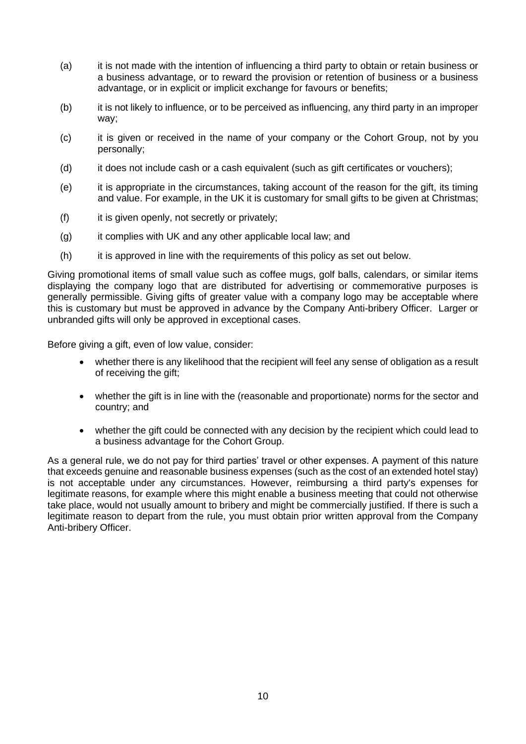(a) it is not made with the intention of influencing a third party to obtain or retain business or a business advantage, or to reward the provision or retention of business or a business advantage, or in explicit or implicit exchange for favours or benefits;

(b) it is not likely to influence, or to be perceived as influencing, any third party in an improper way;

(c) it is given or received in the name of your company or the Cohort Group, not by you personally;

(d) it does not include cash or a cash equivalent (such as gift certificates or vouchers);

(e) it is appropriate in the circumstances, taking account of the reason for the gift, its timing and value. For example, in the UK it is customary for small gifts to be given at Christmas;

(f) it is given openly, not secretly or privately;

(g) it complies with UK and any other applicable local law; and

(h) it is approved in line with the requirements of this policy as set out below.

Giving promotional items of small value such as coffee mugs, golf balls, calendars, or similar items displaying the company logo that are distributed for advertising or commemorative purposes is generally permissible. Giving gifts of greater value with a company logo may be acceptable where this is customary but must be approved in advance by the Company Anti-bribery Officer. Larger or unbranded gifts will only be approved in exceptional cases.

Before giving a gift, even of low value, consider:

- whether there is any likelihood that the recipient will feel any sense of obligation as a result of receiving the gift;
- whether the gift is in line with the (reasonable and proportionate) norms for the sector and country; and
- whether the gift could be connected with any decision by the recipient which could lead to a business advantage for the Cohort Group.

As a general rule, we do not pay for third parties' travel or other expenses. A payment of this nature that exceeds genuine and reasonable business expenses (such as the cost of an extended hotel stay) is not acceptable under any circumstances. However, reimbursing a third party's expenses for legitimate reasons, for example where this might enable a business meeting that could not otherwise take place, would not usually amount to bribery and might be commercially justified. If there is such a legitimate reason to depart from the rule, you must obtain prior written approval from the Company Anti-bribery Officer.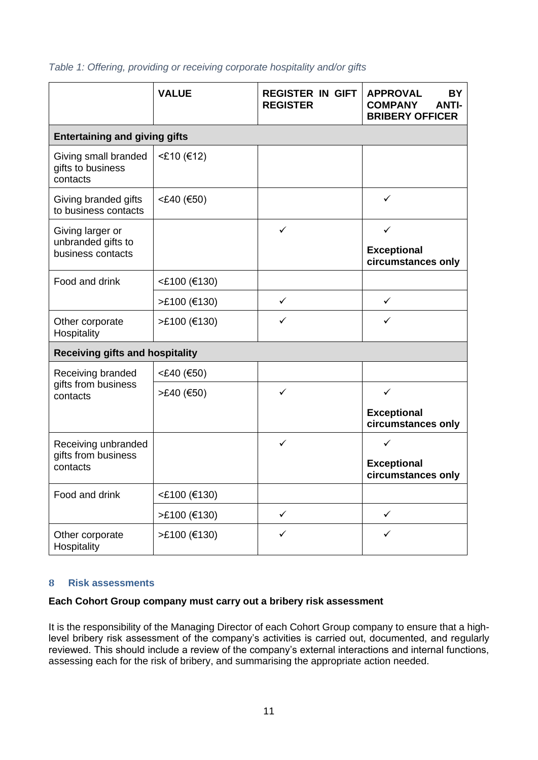*Table 1: Offering, providing or receiving corporate hospitality and/or gifts*

| | VALUE | REGISTER IN GIFT REGISTER | APPROVAL BY COMPANY ANTI-BRIBERY OFFICER |
|---|---|---|---|
| **Entertaining and giving gifts** | | | |
| Giving small branded gifts to business contacts | <£10 (€12) | | |
| Giving branded gifts to business contacts | <£40 (€50) | | ✓ |
| Giving larger or unbranded gifts to business contacts | | ✓ | ✓ **Exceptional circumstances only** |
| Food and drink | <£100 (€130) | | |
| | >£100 (€130) | ✓ | ✓ |
| Other corporate Hospitality | >£100 (€130) | ✓ | ✓ |
| **Receiving gifts and hospitality** | | | |
| Receiving branded gifts from business contacts | <£40 (€50) | | |
| | >£40 (€50) | ✓ | ✓ **Exceptional circumstances only** |
| Receiving unbranded gifts from business contacts | | ✓ | ✓ **Exceptional circumstances only** |
| Food and drink | <£100 (€130) | | |
| | >£100 (€130) | ✓ | ✓ |
| Other corporate Hospitality | >£100 (€130) | ✓ | ✓ |

## 8 Risk assessments

**Each Cohort Group company must carry out a bribery risk assessment**

It is the responsibility of the Managing Director of each Cohort Group company to ensure that a high-level bribery risk assessment of the company's activities is carried out, documented, and regularly reviewed. This should include a review of the company's external interactions and internal functions, assessing each for the risk of bribery, and summarising the appropriate action needed.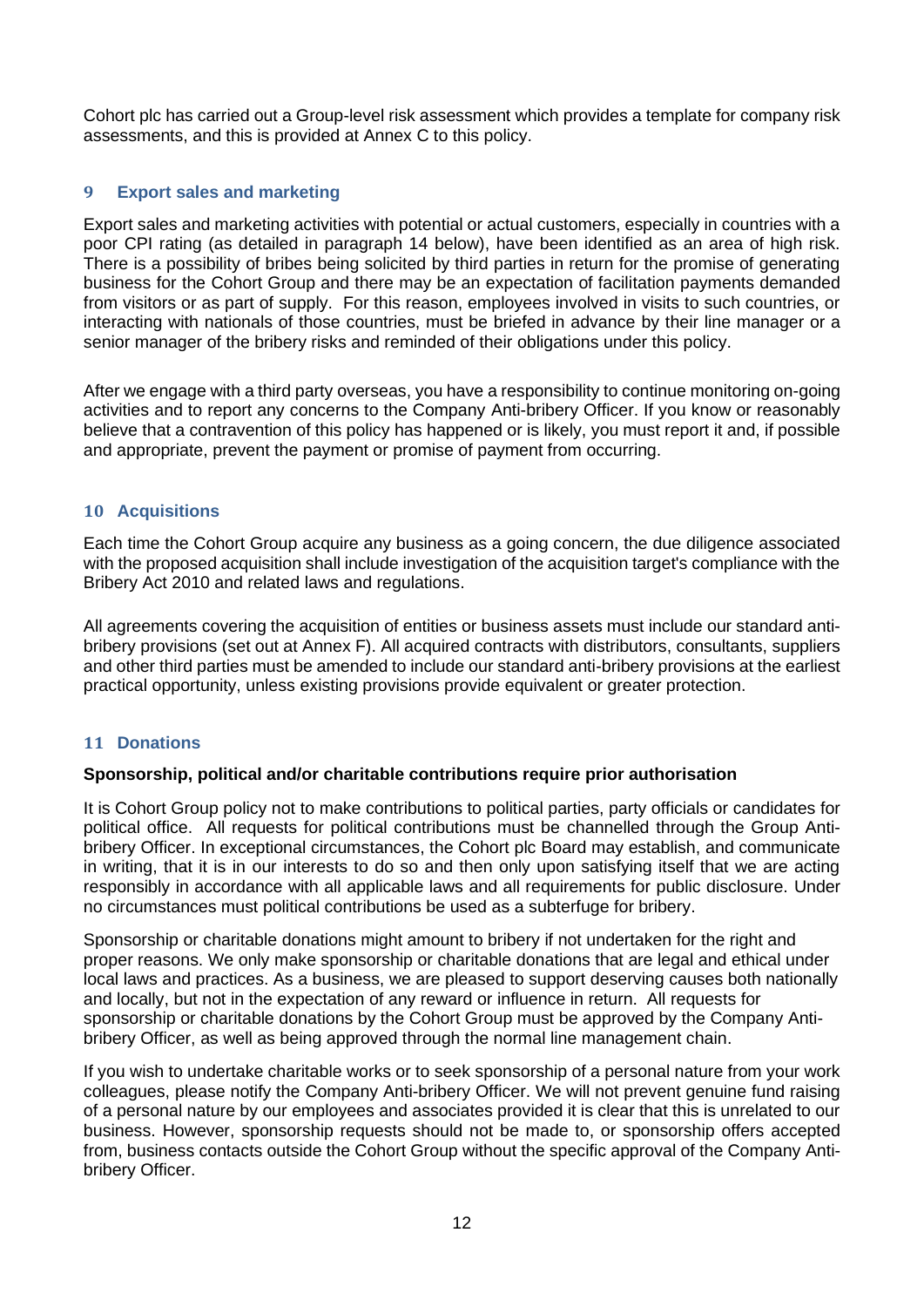Cohort plc has carried out a Group-level risk assessment which provides a template for company risk assessments, and this is provided at Annex C to this policy.

## 9 Export sales and marketing

Export sales and marketing activities with potential or actual customers, especially in countries with a poor CPI rating (as detailed in paragraph 14 below), have been identified as an area of high risk. There is a possibility of bribes being solicited by third parties in return for the promise of generating business for the Cohort Group and there may be an expectation of facilitation payments demanded from visitors or as part of supply. For this reason, employees involved in visits to such countries, or interacting with nationals of those countries, must be briefed in advance by their line manager or a senior manager of the bribery risks and reminded of their obligations under this policy.

After we engage with a third party overseas, you have a responsibility to continue monitoring on-going activities and to report any concerns to the Company Anti-bribery Officer. If you know or reasonably believe that a contravention of this policy has happened or is likely, you must report it and, if possible and appropriate, prevent the payment or promise of payment from occurring.

## 10 Acquisitions

Each time the Cohort Group acquire any business as a going concern, the due diligence associated with the proposed acquisition shall include investigation of the acquisition target's compliance with the Bribery Act 2010 and related laws and regulations.

All agreements covering the acquisition of entities or business assets must include our standard anti-bribery provisions (set out at Annex F). All acquired contracts with distributors, consultants, suppliers and other third parties must be amended to include our standard anti-bribery provisions at the earliest practical opportunity, unless existing provisions provide equivalent or greater protection.

## 11 Donations

**Sponsorship, political and/or charitable contributions require prior authorisation**

It is Cohort Group policy not to make contributions to political parties, party officials or candidates for political office. All requests for political contributions must be channelled through the Group Anti-bribery Officer. In exceptional circumstances, the Cohort plc Board may establish, and communicate in writing, that it is in our interests to do so and then only upon satisfying itself that we are acting responsibly in accordance with all applicable laws and all requirements for public disclosure. Under no circumstances must political contributions be used as a subterfuge for bribery.

Sponsorship or charitable donations might amount to bribery if not undertaken for the right and proper reasons. We only make sponsorship or charitable donations that are legal and ethical under local laws and practices. As a business, we are pleased to support deserving causes both nationally and locally, but not in the expectation of any reward or influence in return. All requests for sponsorship or charitable donations by the Cohort Group must be approved by the Company Anti-bribery Officer, as well as being approved through the normal line management chain.

If you wish to undertake charitable works or to seek sponsorship of a personal nature from your work colleagues, please notify the Company Anti-bribery Officer. We will not prevent genuine fund raising of a personal nature by our employees and associates provided it is clear that this is unrelated to our business. However, sponsorship requests should not be made to, or sponsorship offers accepted from, business contacts outside the Cohort Group without the specific approval of the Company Anti-bribery Officer.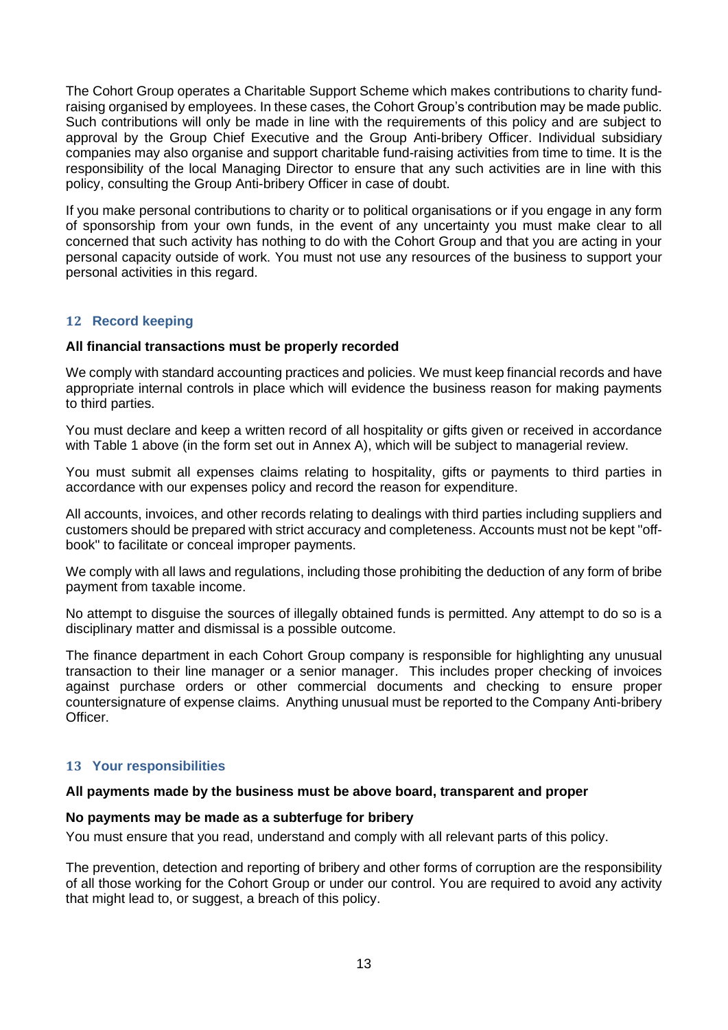The Cohort Group operates a Charitable Support Scheme which makes contributions to charity fund-raising organised by employees. In these cases, the Cohort Group's contribution may be made public. Such contributions will only be made in line with the requirements of this policy and are subject to approval by the Group Chief Executive and the Group Anti-bribery Officer. Individual subsidiary companies may also organise and support charitable fund-raising activities from time to time. It is the responsibility of the local Managing Director to ensure that any such activities are in line with this policy, consulting the Group Anti-bribery Officer in case of doubt.

If you make personal contributions to charity or to political organisations or if you engage in any form of sponsorship from your own funds, in the event of any uncertainty you must make clear to all concerned that such activity has nothing to do with the Cohort Group and that you are acting in your personal capacity outside of work. You must not use any resources of the business to support your personal activities in this regard.

## 12 Record keeping

**All financial transactions must be properly recorded**

We comply with standard accounting practices and policies. We must keep financial records and have appropriate internal controls in place which will evidence the business reason for making payments to third parties.

You must declare and keep a written record of all hospitality or gifts given or received in accordance with Table 1 above (in the form set out in Annex A), which will be subject to managerial review.

You must submit all expenses claims relating to hospitality, gifts or payments to third parties in accordance with our expenses policy and record the reason for expenditure.

All accounts, invoices, and other records relating to dealings with third parties including suppliers and customers should be prepared with strict accuracy and completeness. Accounts must not be kept "off-book" to facilitate or conceal improper payments.

We comply with all laws and regulations, including those prohibiting the deduction of any form of bribe payment from taxable income.

No attempt to disguise the sources of illegally obtained funds is permitted. Any attempt to do so is a disciplinary matter and dismissal is a possible outcome.

The finance department in each Cohort Group company is responsible for highlighting any unusual transaction to their line manager or a senior manager. This includes proper checking of invoices against purchase orders or other commercial documents and checking to ensure proper countersignature of expense claims. Anything unusual must be reported to the Company Anti-bribery Officer.

## 13 Your responsibilities

**All payments made by the business must be above board, transparent and proper**

**No payments may be made as a subterfuge for bribery**

You must ensure that you read, understand and comply with all relevant parts of this policy.

The prevention, detection and reporting of bribery and other forms of corruption are the responsibility of all those working for the Cohort Group or under our control. You are required to avoid any activity that might lead to, or suggest, a breach of this policy.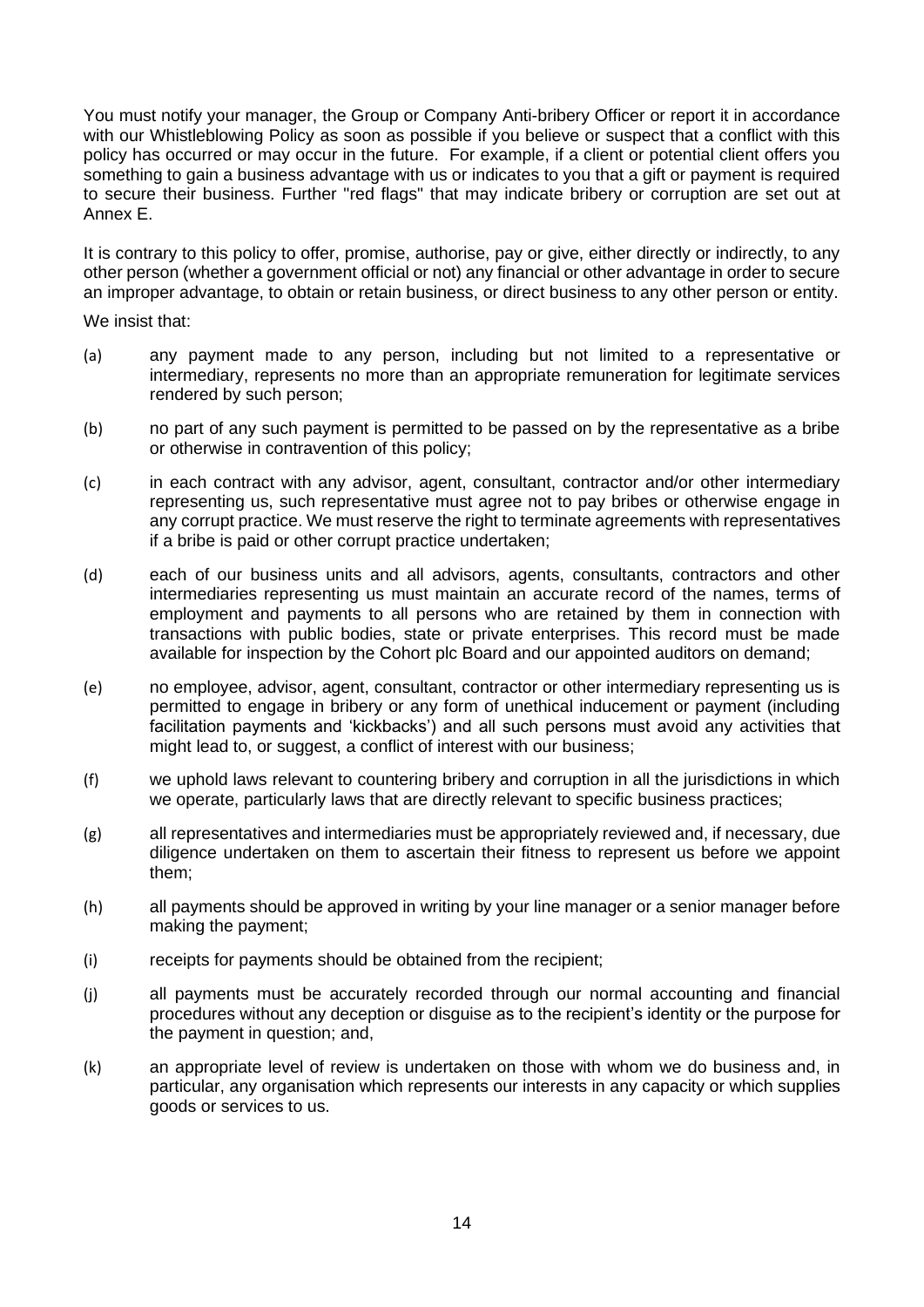You must notify your manager, the Group or Company Anti-bribery Officer or report it in accordance with our Whistleblowing Policy as soon as possible if you believe or suspect that a conflict with this policy has occurred or may occur in the future. For example, if a client or potential client offers you something to gain a business advantage with us or indicates to you that a gift or payment is required to secure their business. Further "red flags" that may indicate bribery or corruption are set out at Annex E.

It is contrary to this policy to offer, promise, authorise, pay or give, either directly or indirectly, to any other person (whether a government official or not) any financial or other advantage in order to secure an improper advantage, to obtain or retain business, or direct business to any other person or entity.

We insist that:

(a) any payment made to any person, including but not limited to a representative or intermediary, represents no more than an appropriate remuneration for legitimate services rendered by such person;

(b) no part of any such payment is permitted to be passed on by the representative as a bribe or otherwise in contravention of this policy;

(c) in each contract with any advisor, agent, consultant, contractor and/or other intermediary representing us, such representative must agree not to pay bribes or otherwise engage in any corrupt practice. We must reserve the right to terminate agreements with representatives if a bribe is paid or other corrupt practice undertaken;

(d) each of our business units and all advisors, agents, consultants, contractors and other intermediaries representing us must maintain an accurate record of the names, terms of employment and payments to all persons who are retained by them in connection with transactions with public bodies, state or private enterprises. This record must be made available for inspection by the Cohort plc Board and our appointed auditors on demand;

(e) no employee, advisor, agent, consultant, contractor or other intermediary representing us is permitted to engage in bribery or any form of unethical inducement or payment (including facilitation payments and 'kickbacks') and all such persons must avoid any activities that might lead to, or suggest, a conflict of interest with our business;

(f) we uphold laws relevant to countering bribery and corruption in all the jurisdictions in which we operate, particularly laws that are directly relevant to specific business practices;

(g) all representatives and intermediaries must be appropriately reviewed and, if necessary, due diligence undertaken on them to ascertain their fitness to represent us before we appoint them;

(h) all payments should be approved in writing by your line manager or a senior manager before making the payment;

(i) receipts for payments should be obtained from the recipient;

(j) all payments must be accurately recorded through our normal accounting and financial procedures without any deception or disguise as to the recipient's identity or the purpose for the payment in question; and,

(k) an appropriate level of review is undertaken on those with whom we do business and, in particular, any organisation which represents our interests in any capacity or which supplies goods or services to us.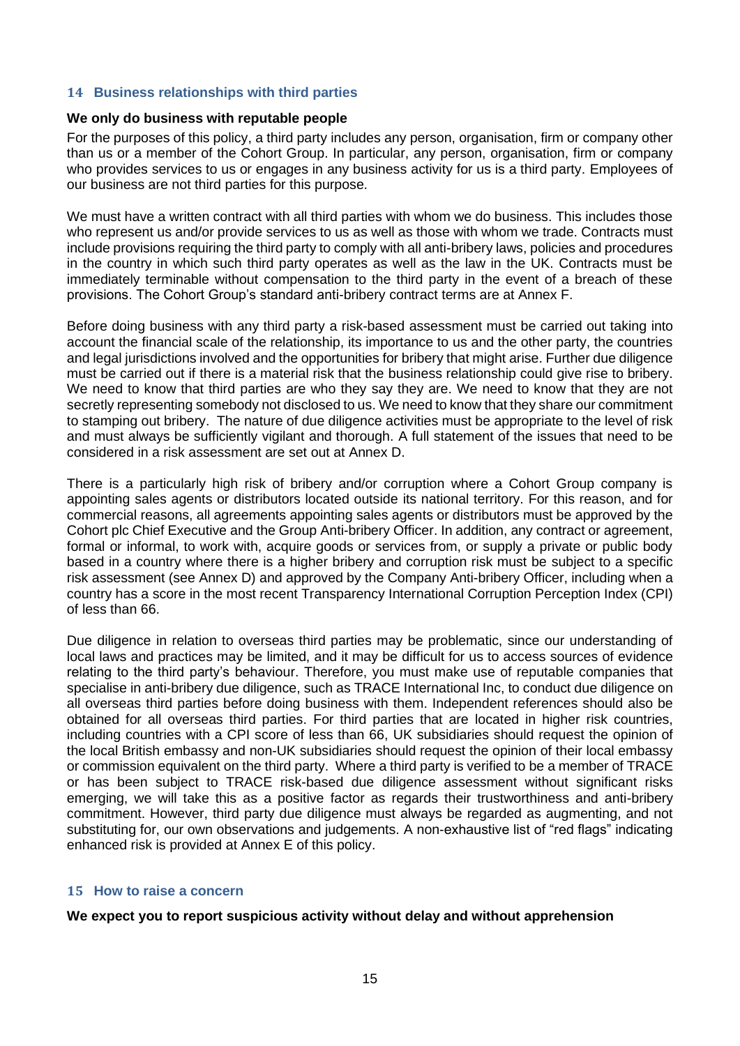## 14 Business relationships with third parties

**We only do business with reputable people**

For the purposes of this policy, a third party includes any person, organisation, firm or company other than us or a member of the Cohort Group. In particular, any person, organisation, firm or company who provides services to us or engages in any business activity for us is a third party. Employees of our business are not third parties for this purpose.

We must have a written contract with all third parties with whom we do business. This includes those who represent us and/or provide services to us as well as those with whom we trade. Contracts must include provisions requiring the third party to comply with all anti-bribery laws, policies and procedures in the country in which such third party operates as well as the law in the UK. Contracts must be immediately terminable without compensation to the third party in the event of a breach of these provisions. The Cohort Group's standard anti-bribery contract terms are at Annex F.

Before doing business with any third party a risk-based assessment must be carried out taking into account the financial scale of the relationship, its importance to us and the other party, the countries and legal jurisdictions involved and the opportunities for bribery that might arise. Further due diligence must be carried out if there is a material risk that the business relationship could give rise to bribery. We need to know that third parties are who they say they are. We need to know that they are not secretly representing somebody not disclosed to us. We need to know that they share our commitment to stamping out bribery. The nature of due diligence activities must be appropriate to the level of risk and must always be sufficiently vigilant and thorough. A full statement of the issues that need to be considered in a risk assessment are set out at Annex D.

There is a particularly high risk of bribery and/or corruption where a Cohort Group company is appointing sales agents or distributors located outside its national territory. For this reason, and for commercial reasons, all agreements appointing sales agents or distributors must be approved by the Cohort plc Chief Executive and the Group Anti-bribery Officer. In addition, any contract or agreement, formal or informal, to work with, acquire goods or services from, or supply a private or public body based in a country where there is a higher bribery and corruption risk must be subject to a specific risk assessment (see Annex D) and approved by the Company Anti-bribery Officer, including when a country has a score in the most recent Transparency International Corruption Perception Index (CPI) of less than 66.

Due diligence in relation to overseas third parties may be problematic, since our understanding of local laws and practices may be limited, and it may be difficult for us to access sources of evidence relating to the third party's behaviour. Therefore, you must make use of reputable companies that specialise in anti-bribery due diligence, such as TRACE International Inc, to conduct due diligence on all overseas third parties before doing business with them. Independent references should also be obtained for all overseas third parties. For third parties that are located in higher risk countries, including countries with a CPI score of less than 66, UK subsidiaries should request the opinion of the local British embassy and non-UK subsidiaries should request the opinion of their local embassy or commission equivalent on the third party. Where a third party is verified to be a member of TRACE or has been subject to TRACE risk-based due diligence assessment without significant risks emerging, we will take this as a positive factor as regards their trustworthiness and anti-bribery commitment. However, third party due diligence must always be regarded as augmenting, and not substituting for, our own observations and judgements. A non-exhaustive list of "red flags" indicating enhanced risk is provided at Annex E of this policy.

## 15 How to raise a concern

**We expect you to report suspicious activity without delay and without apprehension**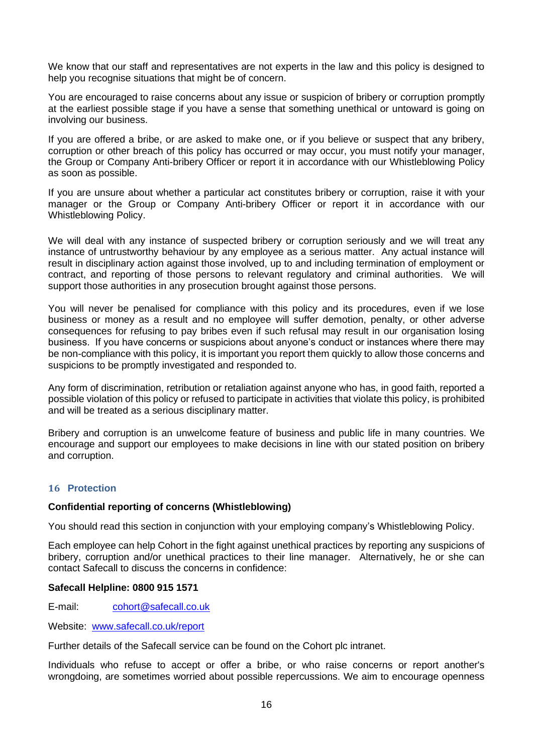We know that our staff and representatives are not experts in the law and this policy is designed to help you recognise situations that might be of concern.

You are encouraged to raise concerns about any issue or suspicion of bribery or corruption promptly at the earliest possible stage if you have a sense that something unethical or untoward is going on involving our business.

If you are offered a bribe, or are asked to make one, or if you believe or suspect that any bribery, corruption or other breach of this policy has occurred or may occur, you must notify your manager, the Group or Company Anti-bribery Officer or report it in accordance with our Whistleblowing Policy as soon as possible.

If you are unsure about whether a particular act constitutes bribery or corruption, raise it with your manager or the Group or Company Anti-bribery Officer or report it in accordance with our Whistleblowing Policy.

We will deal with any instance of suspected bribery or corruption seriously and we will treat any instance of untrustworthy behaviour by any employee as a serious matter. Any actual instance will result in disciplinary action against those involved, up to and including termination of employment or contract, and reporting of those persons to relevant regulatory and criminal authorities. We will support those authorities in any prosecution brought against those persons.

You will never be penalised for compliance with this policy and its procedures, even if we lose business or money as a result and no employee will suffer demotion, penalty, or other adverse consequences for refusing to pay bribes even if such refusal may result in our organisation losing business. If you have concerns or suspicions about anyone's conduct or instances where there may be non-compliance with this policy, it is important you report them quickly to allow those concerns and suspicions to be promptly investigated and responded to.

Any form of discrimination, retribution or retaliation against anyone who has, in good faith, reported a possible violation of this policy or refused to participate in activities that violate this policy, is prohibited and will be treated as a serious disciplinary matter.

Bribery and corruption is an unwelcome feature of business and public life in many countries. We encourage and support our employees to make decisions in line with our stated position on bribery and corruption.

## 16 Protection

**Confidential reporting of concerns (Whistleblowing)**

You should read this section in conjunction with your employing company's Whistleblowing Policy.

Each employee can help Cohort in the fight against unethical practices by reporting any suspicions of bribery, corruption and/or unethical practices to their line manager. Alternatively, he or she can contact Safecall to discuss the concerns in confidence:

**Safecall Helpline: 0800 915 1571**

E-mail: cohort@safecall.co.uk

Website: www.safecall.co.uk/report

Further details of the Safecall service can be found on the Cohort plc intranet.

Individuals who refuse to accept or offer a bribe, or who raise concerns or report another's wrongdoing, are sometimes worried about possible repercussions. We aim to encourage openness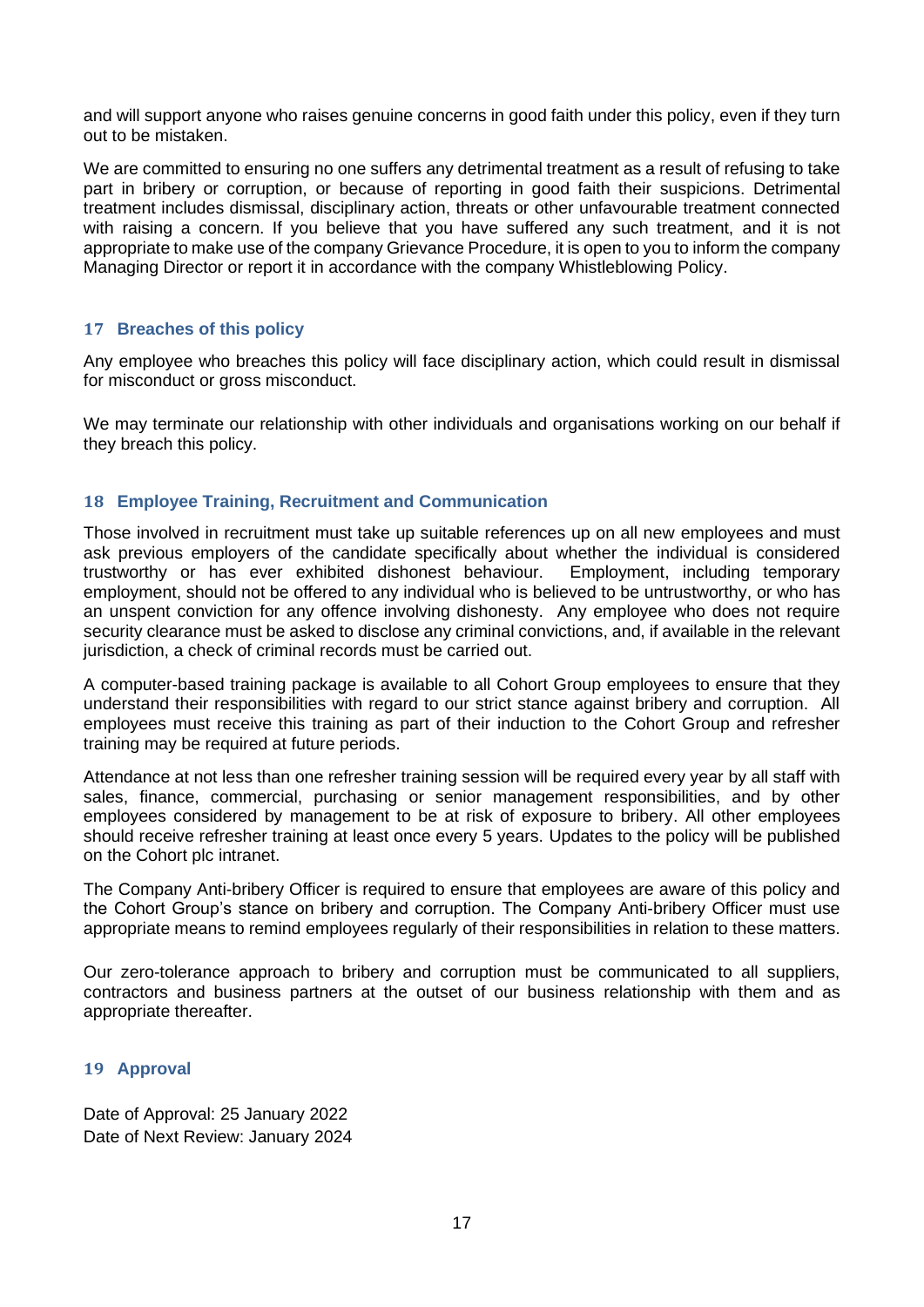and will support anyone who raises genuine concerns in good faith under this policy, even if they turn out to be mistaken.

We are committed to ensuring no one suffers any detrimental treatment as a result of refusing to take part in bribery or corruption, or because of reporting in good faith their suspicions. Detrimental treatment includes dismissal, disciplinary action, threats or other unfavourable treatment connected with raising a concern. If you believe that you have suffered any such treatment, and it is not appropriate to make use of the company Grievance Procedure, it is open to you to inform the company Managing Director or report it in accordance with the company Whistleblowing Policy.

## 17 Breaches of this policy

Any employee who breaches this policy will face disciplinary action, which could result in dismissal for misconduct or gross misconduct.

We may terminate our relationship with other individuals and organisations working on our behalf if they breach this policy.

## 18 Employee Training, Recruitment and Communication

Those involved in recruitment must take up suitable references up on all new employees and must ask previous employers of the candidate specifically about whether the individual is considered trustworthy or has ever exhibited dishonest behaviour. Employment, including temporary employment, should not be offered to any individual who is believed to be untrustworthy, or who has an unspent conviction for any offence involving dishonesty. Any employee who does not require security clearance must be asked to disclose any criminal convictions, and, if available in the relevant jurisdiction, a check of criminal records must be carried out.

A computer-based training package is available to all Cohort Group employees to ensure that they understand their responsibilities with regard to our strict stance against bribery and corruption. All employees must receive this training as part of their induction to the Cohort Group and refresher training may be required at future periods.

Attendance at not less than one refresher training session will be required every year by all staff with sales, finance, commercial, purchasing or senior management responsibilities, and by other employees considered by management to be at risk of exposure to bribery. All other employees should receive refresher training at least once every 5 years. Updates to the policy will be published on the Cohort plc intranet.

The Company Anti-bribery Officer is required to ensure that employees are aware of this policy and the Cohort Group's stance on bribery and corruption. The Company Anti-bribery Officer must use appropriate means to remind employees regularly of their responsibilities in relation to these matters.

Our zero-tolerance approach to bribery and corruption must be communicated to all suppliers, contractors and business partners at the outset of our business relationship with them and as appropriate thereafter.

## 19 Approval

Date of Approval: 25 January 2022
Date of Next Review: January 2024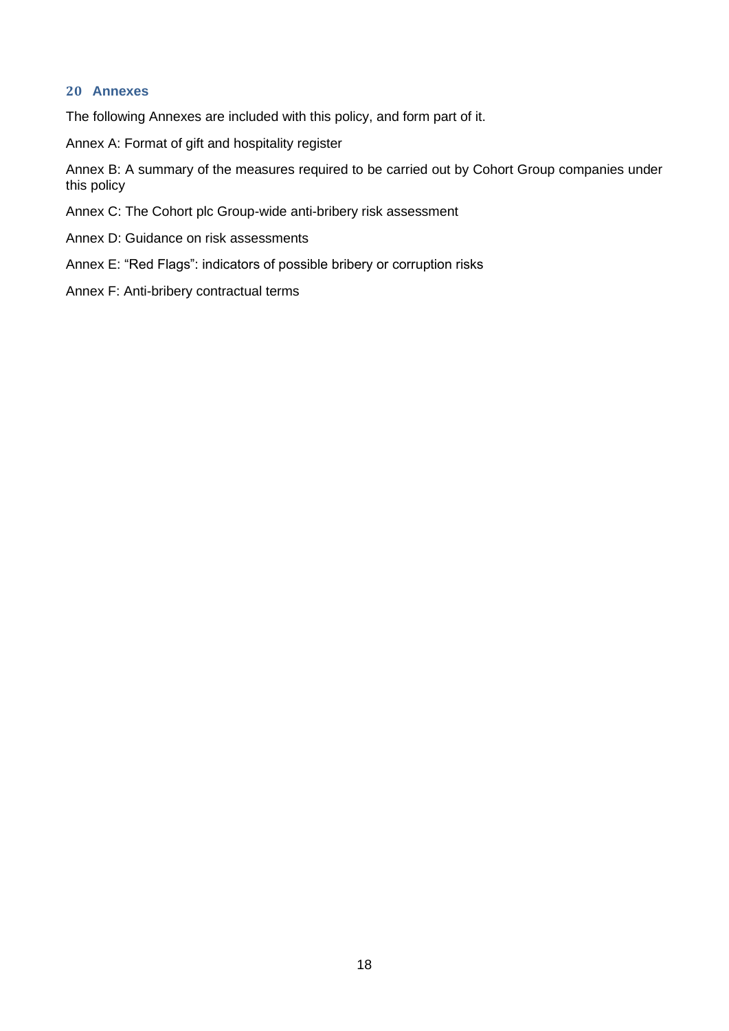## 20 Annexes

The following Annexes are included with this policy, and form part of it.

Annex A: Format of gift and hospitality register

Annex B: A summary of the measures required to be carried out by Cohort Group companies under this policy

Annex C: The Cohort plc Group-wide anti-bribery risk assessment

Annex D: Guidance on risk assessments

Annex E: “Red Flags”: indicators of possible bribery or corruption risks

Annex F: Anti-bribery contractual terms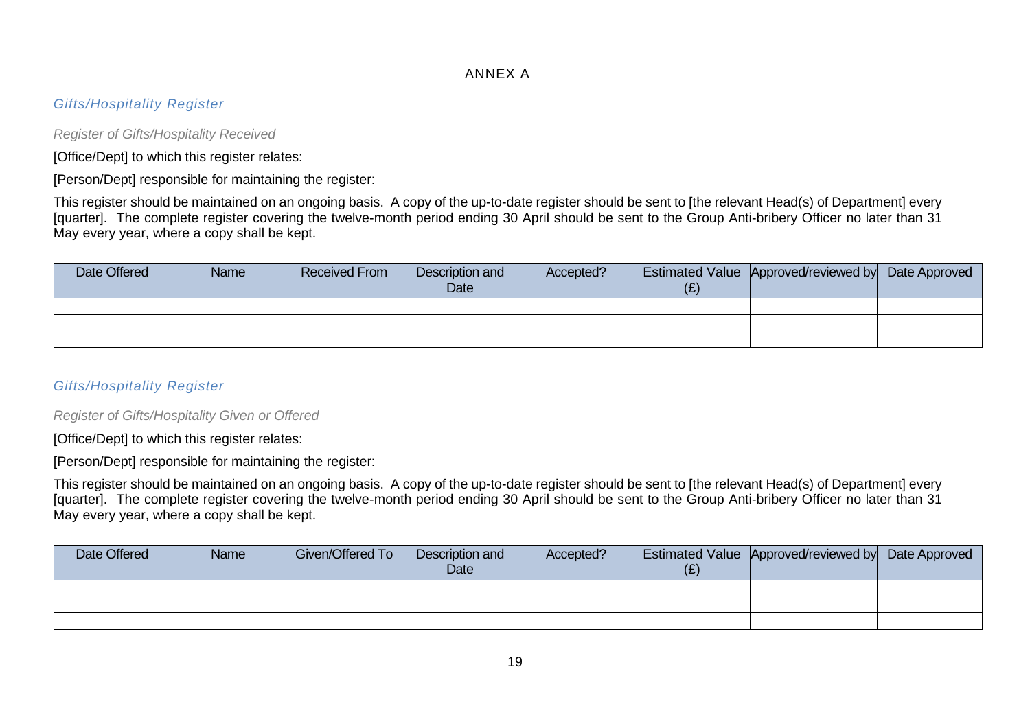# ANNEX A

## *Gifts/Hospitality Register*

### *Register of Gifts/Hospitality Received*

[Office/Dept] to which this register relates:

[Person/Dept] responsible for maintaining the register:

This register should be maintained on an ongoing basis. A copy of the up-to-date register should be sent to [the relevant Head(s) of Department] every [quarter]. The complete register covering the twelve-month period ending 30 April should be sent to the Group Anti-bribery Officer no later than 31 May every year, where a copy shall be kept.

| Date Offered | Name | Received From | Description and Date | Accepted? | Estimated Value (£) | Approved/reviewed by | Date Approved |
|---|---|---|---|---|---|---|---|
| | | | | | | | |
| | | | | | | | |
| | | | | | | | |

## *Gifts/Hospitality Register*

### *Register of Gifts/Hospitality Given or Offered*

[Office/Dept] to which this register relates:

[Person/Dept] responsible for maintaining the register:

This register should be maintained on an ongoing basis. A copy of the up-to-date register should be sent to [the relevant Head(s) of Department] every [quarter]. The complete register covering the twelve-month period ending 30 April should be sent to the Group Anti-bribery Officer no later than 31 May every year, where a copy shall be kept.

| Date Offered | Name | Given/Offered To | Description and Date | Accepted? | Estimated Value (£) | Approved/reviewed by | Date Approved |
|---|---|---|---|---|---|---|---|
| | | | | | | | |
| | | | | | | | |
| | | | | | | | |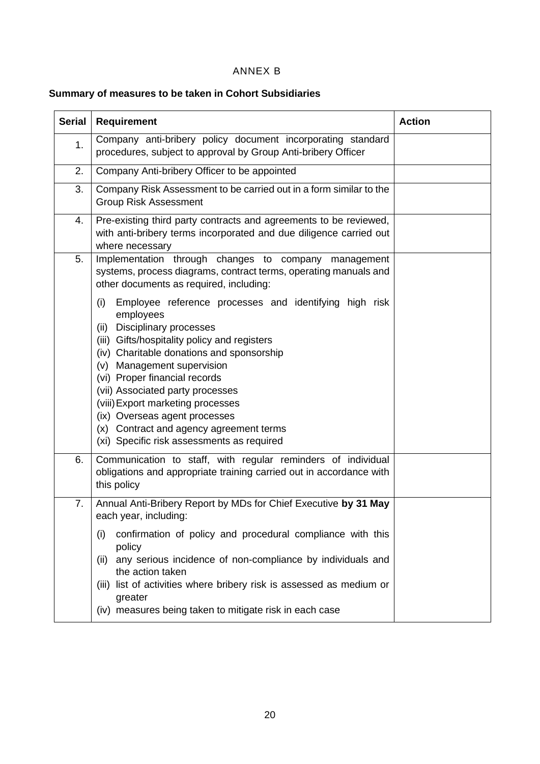ANNEX B

**Summary of measures to be taken in Cohort Subsidiaries**

| Serial | Requirement | Action |
|---|---|---|
| 1. | Company anti-bribery policy document incorporating standard procedures, subject to approval by Group Anti-bribery Officer | |
| 2. | Company Anti-bribery Officer to be appointed | |
| 3. | Company Risk Assessment to be carried out in a form similar to the Group Risk Assessment | |
| 4. | Pre-existing third party contracts and agreements to be reviewed, with anti-bribery terms incorporated and due diligence carried out where necessary | |
| 5. | Implementation through changes to company management systems, process diagrams, contract terms, operating manuals and other documents as required, including:<br><br>(i) Employee reference processes and identifying high risk employees<br>(ii) Disciplinary processes<br>(iii) Gifts/hospitality policy and registers<br>(iv) Charitable donations and sponsorship<br>(v) Management supervision<br>(vi) Proper financial records<br>(vii) Associated party processes<br>(viii) Export marketing processes<br>(ix) Overseas agent processes<br>(x) Contract and agency agreement terms<br>(xi) Specific risk assessments as required | |
| 6. | Communication to staff, with regular reminders of individual obligations and appropriate training carried out in accordance with this policy | |
| 7. | Annual Anti-Bribery Report by MDs for Chief Executive **by 31 May** each year, including:<br><br>(i) confirmation of policy and procedural compliance with this policy<br>(ii) any serious incidence of non-compliance by individuals and the action taken<br>(iii) list of activities where bribery risk is assessed as medium or greater<br>(iv) measures being taken to mitigate risk in each case | |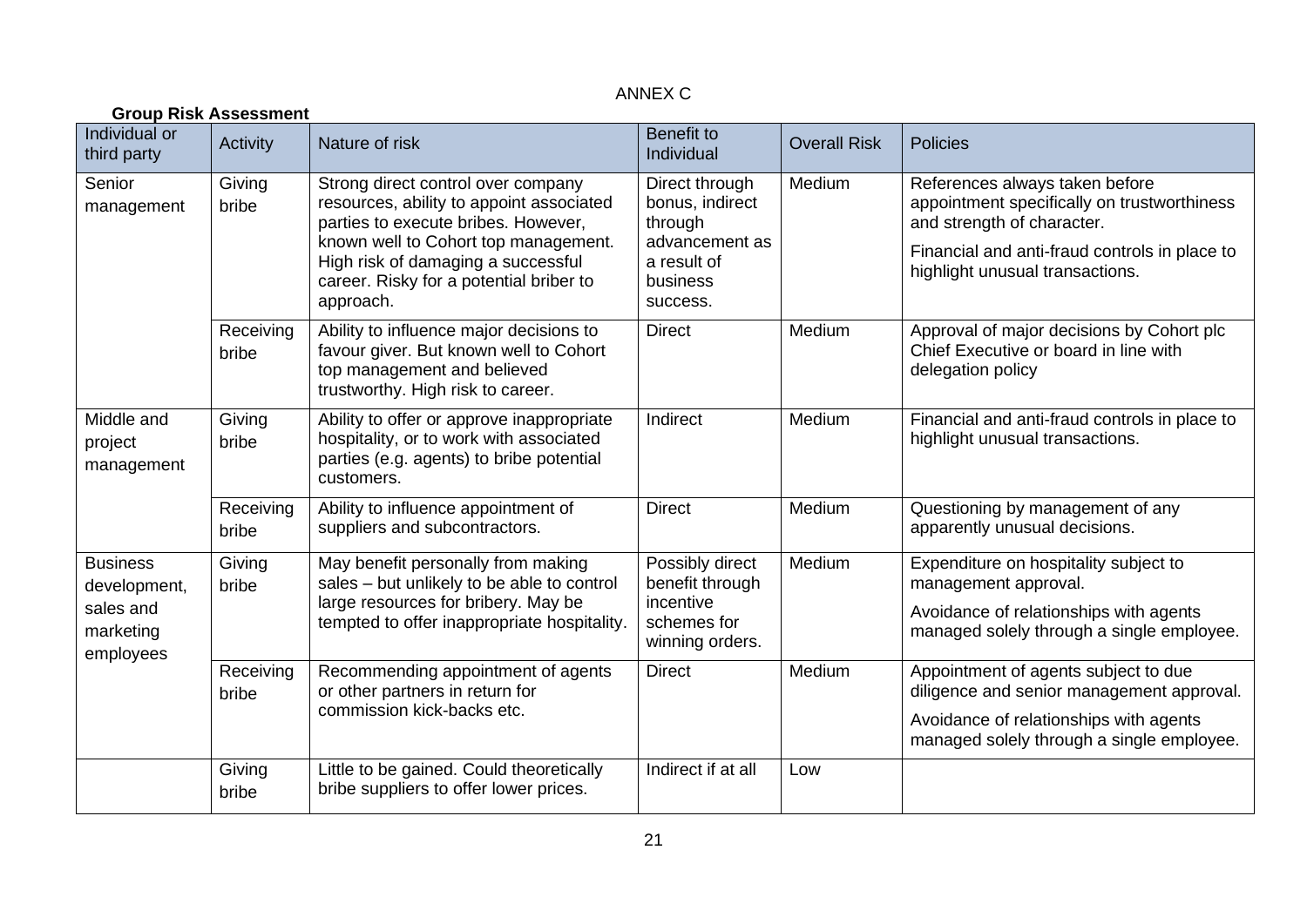ANNEX C

**Group Risk Assessment**

| Individual or third party | Activity | Nature of risk | Benefit to Individual | Overall Risk | Policies |
|---|---|---|---|---|---|
| Senior management | Giving bribe | Strong direct control over company resources, ability to appoint associated parties to execute bribes. However, known well to Cohort top management. High risk of damaging a successful career. Risky for a potential briber to approach. | Direct through bonus, indirect through advancement as a result of business success. | Medium | References always taken before appointment specifically on trustworthiness and strength of character.<br><br>Financial and anti-fraud controls in place to highlight unusual transactions. |
| | Receiving bribe | Ability to influence major decisions to favour giver. But known well to Cohort top management and believed trustworthy. High risk to career. | Direct | Medium | Approval of major decisions by Cohort plc Chief Executive or board in line with delegation policy |
| Middle and project management | Giving bribe | Ability to offer or approve inappropriate hospitality, or to work with associated parties (e.g. agents) to bribe potential customers. | Indirect | Medium | Financial and anti-fraud controls in place to highlight unusual transactions. |
| | Receiving bribe | Ability to influence appointment of suppliers and subcontractors. | Direct | Medium | Questioning by management of any apparently unusual decisions. |
| Business development, sales and marketing employees | Giving bribe | May benefit personally from making sales – but unlikely to be able to control large resources for bribery. May be tempted to offer inappropriate hospitality. | Possibly direct benefit through incentive schemes for winning orders. | Medium | Expenditure on hospitality subject to management approval.<br><br>Avoidance of relationships with agents managed solely through a single employee. |
| | Receiving bribe | Recommending appointment of agents or other partners in return for commission kick-backs etc. | Direct | Medium | Appointment of agents subject to due diligence and senior management approval.<br><br>Avoidance of relationships with agents managed solely through a single employee. |
| | Giving bribe | Little to be gained. Could theoretically bribe suppliers to offer lower prices. | Indirect if at all | Low | |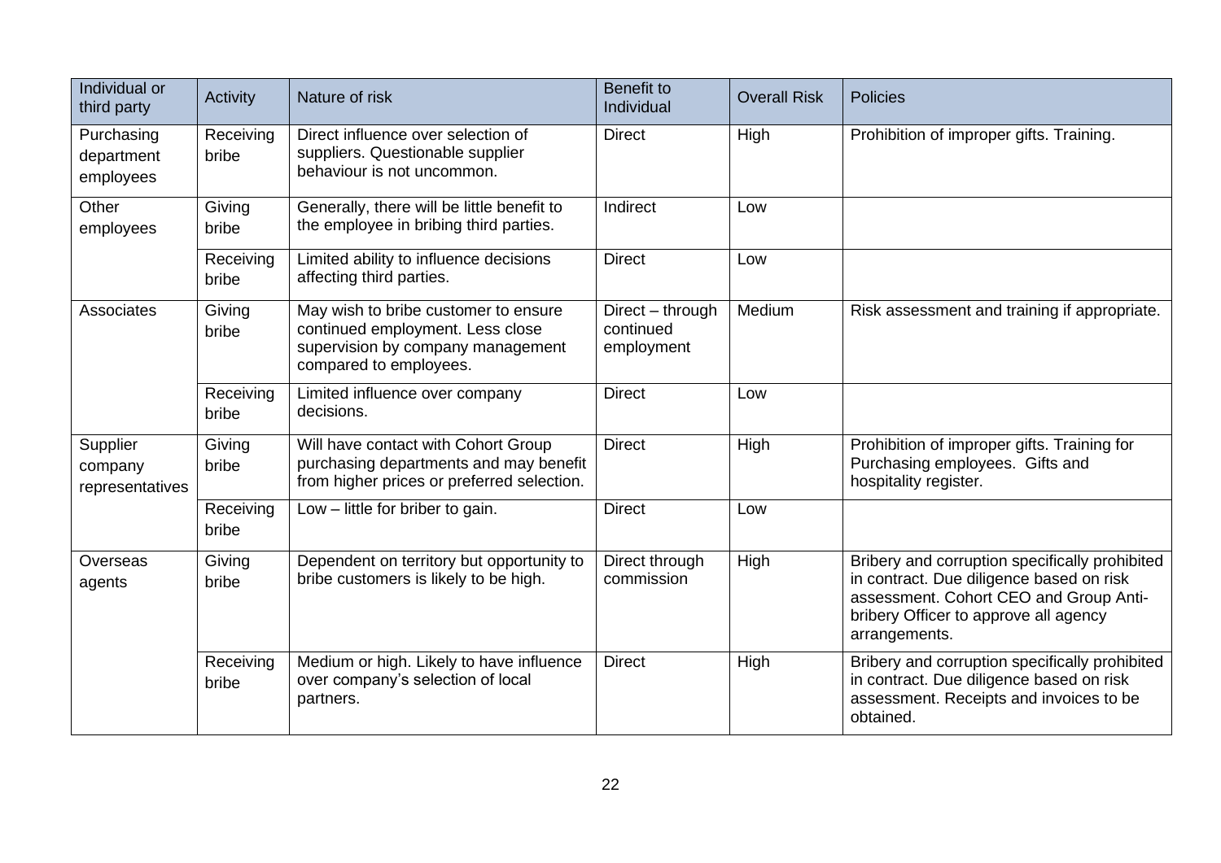| Individual or third party | Activity | Nature of risk | Benefit to Individual | Overall Risk | Policies |
|---|---|---|---|---|---|
| Purchasing department employees | Receiving bribe | Direct influence over selection of suppliers. Questionable supplier behaviour is not uncommon. | Direct | High | Prohibition of improper gifts. Training. |
| Other employees | Giving bribe | Generally, there will be little benefit to the employee in bribing third parties. | Indirect | Low | |
| | Receiving bribe | Limited ability to influence decisions affecting third parties. | Direct | Low | |
| Associates | Giving bribe | May wish to bribe customer to ensure continued employment. Less close supervision by company management compared to employees. | Direct – through continued employment | Medium | Risk assessment and training if appropriate. |
| | Receiving bribe | Limited influence over company decisions. | Direct | Low | |
| Supplier company representatives | Giving bribe | Will have contact with Cohort Group purchasing departments and may benefit from higher prices or preferred selection. | Direct | High | Prohibition of improper gifts. Training for Purchasing employees. Gifts and hospitality register. |
| | Receiving bribe | Low – little for briber to gain. | Direct | Low | |
| Overseas agents | Giving bribe | Dependent on territory but opportunity to bribe customers is likely to be high. | Direct through commission | High | Bribery and corruption specifically prohibited in contract. Due diligence based on risk assessment. Cohort CEO and Group Anti-bribery Officer to approve all agency arrangements. |
| | Receiving bribe | Medium or high. Likely to have influence over company's selection of local partners. | Direct | High | Bribery and corruption specifically prohibited in contract. Due diligence based on risk assessment. Receipts and invoices to be obtained. |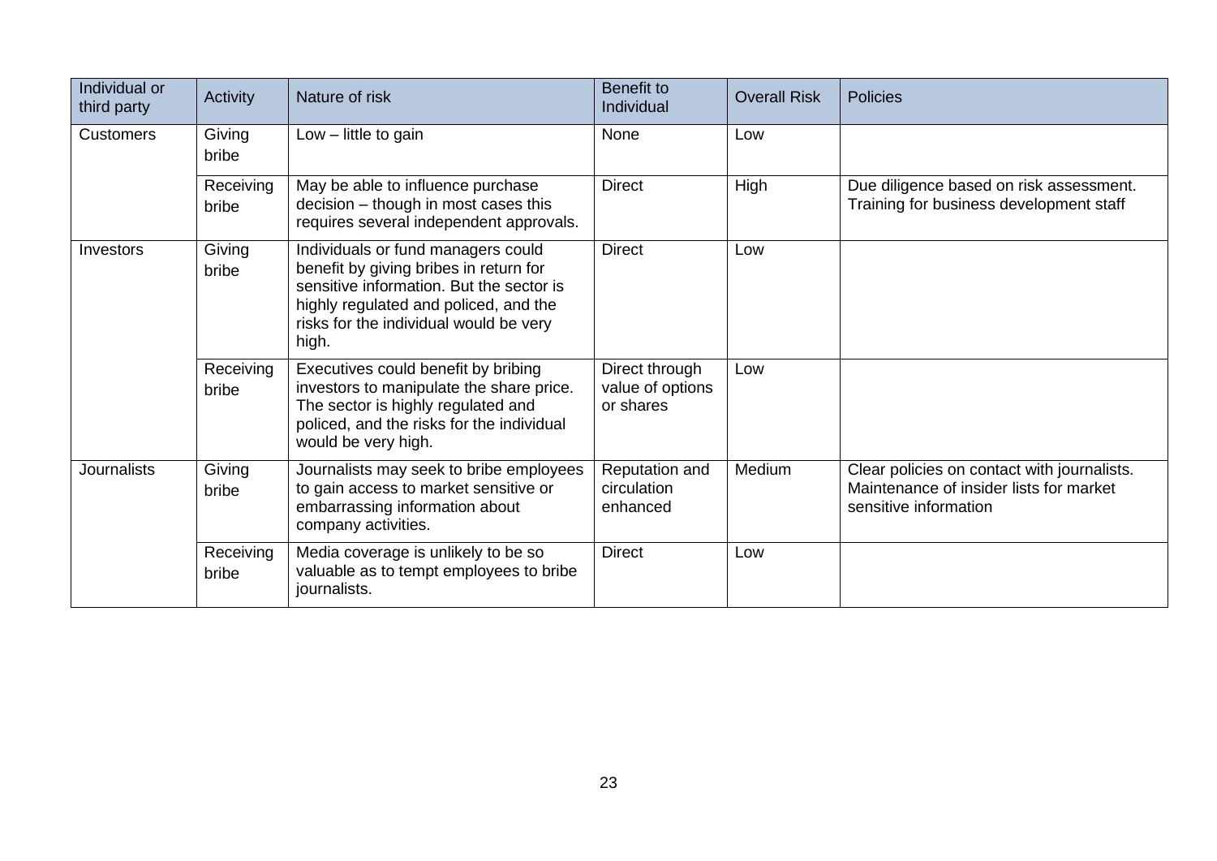| Individual or third party | Activity | Nature of risk | Benefit to Individual | Overall Risk | Policies |
|---|---|---|---|---|---|
| Customers | Giving bribe | Low – little to gain | None | Low | |
| | Receiving bribe | May be able to influence purchase decision – though in most cases this requires several independent approvals. | Direct | High | Due diligence based on risk assessment. Training for business development staff |
| Investors | Giving bribe | Individuals or fund managers could benefit by giving bribes in return for sensitive information. But the sector is highly regulated and policed, and the risks for the individual would be very high. | Direct | Low | |
| | Receiving bribe | Executives could benefit by bribing investors to manipulate the share price. The sector is highly regulated and policed, and the risks for the individual would be very high. | Direct through value of options or shares | Low | |
| Journalists | Giving bribe | Journalists may seek to bribe employees to gain access to market sensitive or embarrassing information about company activities. | Reputation and circulation enhanced | Medium | Clear policies on contact with journalists. Maintenance of insider lists for market sensitive information |
| | Receiving bribe | Media coverage is unlikely to be so valuable as to tempt employees to bribe journalists. | Direct | Low | |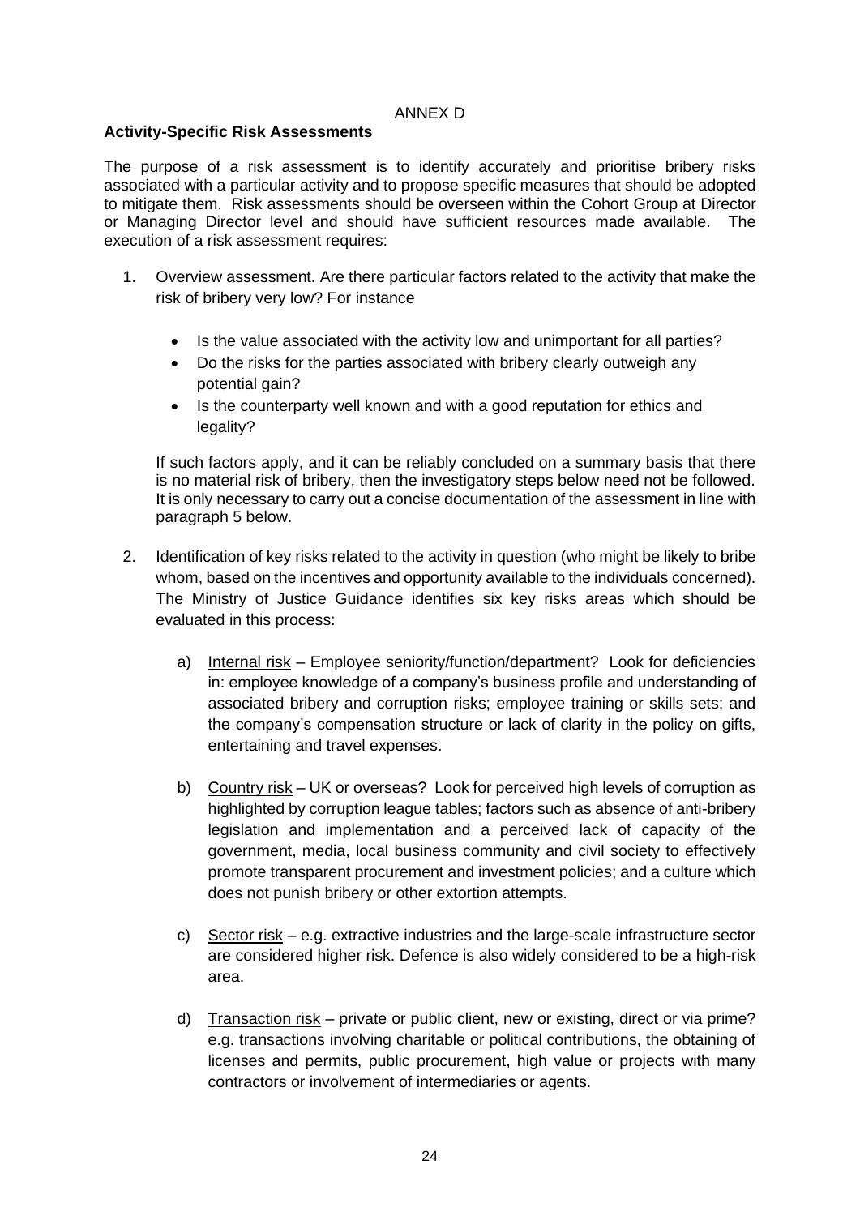ANNEX D

**Activity-Specific Risk Assessments**

The purpose of a risk assessment is to identify accurately and prioritise bribery risks associated with a particular activity and to propose specific measures that should be adopted to mitigate them. Risk assessments should be overseen within the Cohort Group at Director or Managing Director level and should have sufficient resources made available. The execution of a risk assessment requires:

1. Overview assessment. Are there particular factors related to the activity that make the risk of bribery very low? For instance

    - Is the value associated with the activity low and unimportant for all parties?
    - Do the risks for the parties associated with bribery clearly outweigh any potential gain?
    - Is the counterparty well known and with a good reputation for ethics and legality?

    If such factors apply, and it can be reliably concluded on a summary basis that there is no material risk of bribery, then the investigatory steps below need not be followed. It is only necessary to carry out a concise documentation of the assessment in line with paragraph 5 below.

2. Identification of key risks related to the activity in question (who might be likely to bribe whom, based on the incentives and opportunity available to the individuals concerned). The Ministry of Justice Guidance identifies six key risks areas which should be evaluated in this process:

    a) Internal risk – Employee seniority/function/department? Look for deficiencies in: employee knowledge of a company's business profile and understanding of associated bribery and corruption risks; employee training or skills sets; and the company's compensation structure or lack of clarity in the policy on gifts, entertaining and travel expenses.

    b) Country risk – UK or overseas? Look for perceived high levels of corruption as highlighted by corruption league tables; factors such as absence of anti-bribery legislation and implementation and a perceived lack of capacity of the government, media, local business community and civil society to effectively promote transparent procurement and investment policies; and a culture which does not punish bribery or other extortion attempts.

    c) Sector risk – e.g. extractive industries and the large-scale infrastructure sector are considered higher risk. Defence is also widely considered to be a high-risk area.

    d) Transaction risk – private or public client, new or existing, direct or via prime? e.g. transactions involving charitable or political contributions, the obtaining of licenses and permits, public procurement, high value or projects with many contractors or involvement of intermediaries or agents.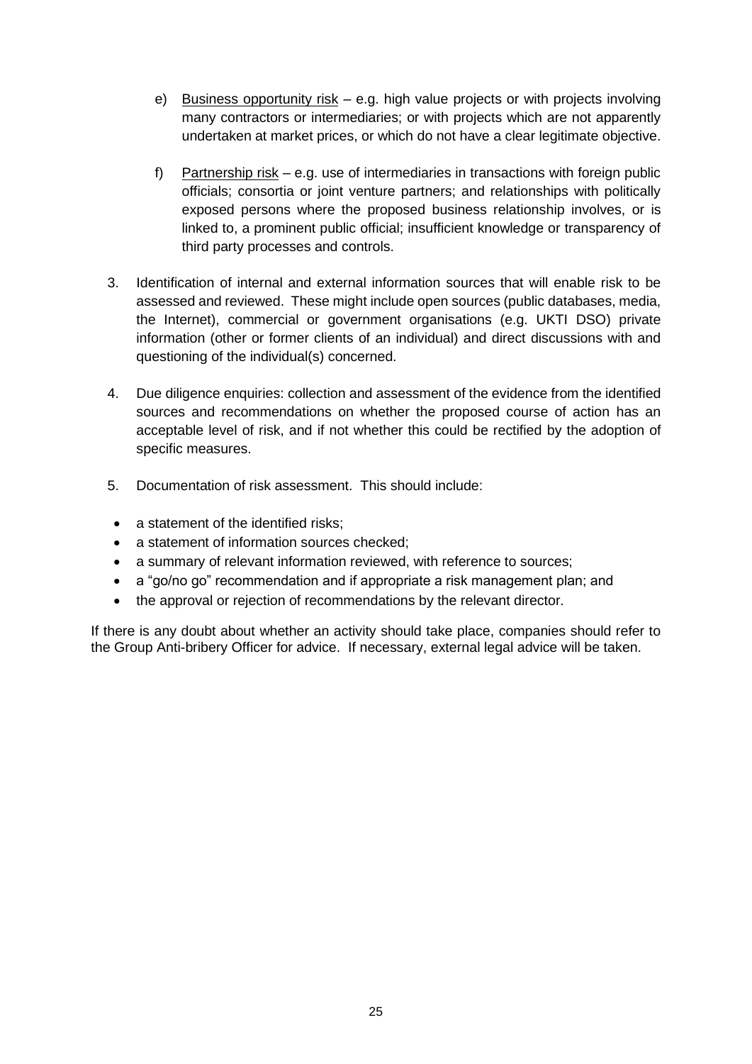e) Business opportunity risk – e.g. high value projects or with projects involving many contractors or intermediaries; or with projects which are not apparently undertaken at market prices, or which do not have a clear legitimate objective.

f) Partnership risk – e.g. use of intermediaries in transactions with foreign public officials; consortia or joint venture partners; and relationships with politically exposed persons where the proposed business relationship involves, or is linked to, a prominent public official; insufficient knowledge or transparency of third party processes and controls.

3. Identification of internal and external information sources that will enable risk to be assessed and reviewed. These might include open sources (public databases, media, the Internet), commercial or government organisations (e.g. UKTI DSO) private information (other or former clients of an individual) and direct discussions with and questioning of the individual(s) concerned.

4. Due diligence enquiries: collection and assessment of the evidence from the identified sources and recommendations on whether the proposed course of action has an acceptable level of risk, and if not whether this could be rectified by the adoption of specific measures.

5. Documentation of risk assessment. This should include:

- a statement of the identified risks;
- a statement of information sources checked;
- a summary of relevant information reviewed, with reference to sources;
- a "go/no go" recommendation and if appropriate a risk management plan; and
- the approval or rejection of recommendations by the relevant director.

If there is any doubt about whether an activity should take place, companies should refer to the Group Anti-bribery Officer for advice. If necessary, external legal advice will be taken.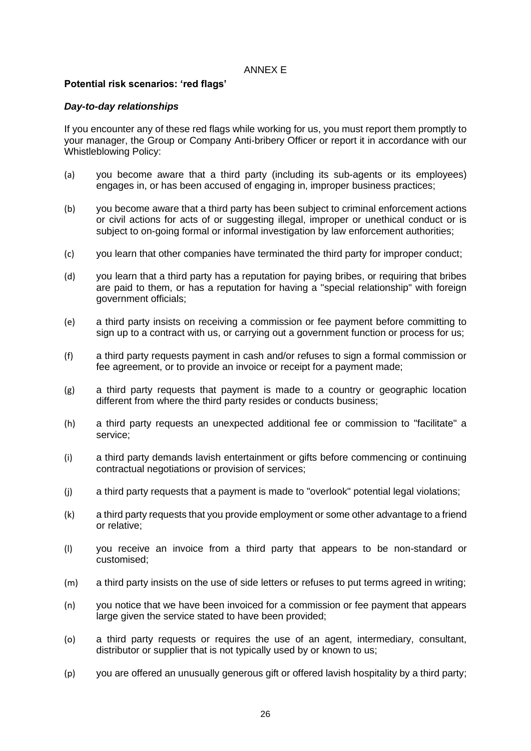ANNEX E

**Potential risk scenarios: 'red flags'**

***Day-to-day relationships***

If you encounter any of these red flags while working for us, you must report them promptly to your manager, the Group or Company Anti-bribery Officer or report it in accordance with our Whistleblowing Policy:

(a) you become aware that a third party (including its sub-agents or its employees) engages in, or has been accused of engaging in, improper business practices;

(b) you become aware that a third party has been subject to criminal enforcement actions or civil actions for acts of or suggesting illegal, improper or unethical conduct or is subject to on-going formal or informal investigation by law enforcement authorities;

(c) you learn that other companies have terminated the third party for improper conduct;

(d) you learn that a third party has a reputation for paying bribes, or requiring that bribes are paid to them, or has a reputation for having a "special relationship" with foreign government officials;

(e) a third party insists on receiving a commission or fee payment before committing to sign up to a contract with us, or carrying out a government function or process for us;

(f) a third party requests payment in cash and/or refuses to sign a formal commission or fee agreement, or to provide an invoice or receipt for a payment made;

(g) a third party requests that payment is made to a country or geographic location different from where the third party resides or conducts business;

(h) a third party requests an unexpected additional fee or commission to "facilitate" a service;

(i) a third party demands lavish entertainment or gifts before commencing or continuing contractual negotiations or provision of services;

(j) a third party requests that a payment is made to "overlook" potential legal violations;

(k) a third party requests that you provide employment or some other advantage to a friend or relative;

(l) you receive an invoice from a third party that appears to be non-standard or customised;

(m) a third party insists on the use of side letters or refuses to put terms agreed in writing;

(n) you notice that we have been invoiced for a commission or fee payment that appears large given the service stated to have been provided;

(o) a third party requests or requires the use of an agent, intermediary, consultant, distributor or supplier that is not typically used by or known to us;

(p) you are offered an unusually generous gift or offered lavish hospitality by a third party;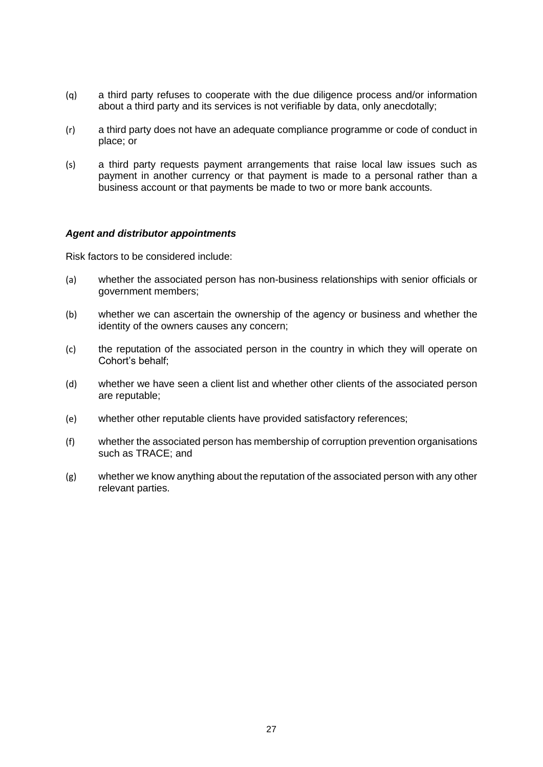(q) a third party refuses to cooperate with the due diligence process and/or information about a third party and its services is not verifiable by data, only anecdotally;

(r) a third party does not have an adequate compliance programme or code of conduct in place; or

(s) a third party requests payment arrangements that raise local law issues such as payment in another currency or that payment is made to a personal rather than a business account or that payments be made to two or more bank accounts.

***Agent and distributor appointments***

Risk factors to be considered include:

(a) whether the associated person has non-business relationships with senior officials or government members;

(b) whether we can ascertain the ownership of the agency or business and whether the identity of the owners causes any concern;

(c) the reputation of the associated person in the country in which they will operate on Cohort's behalf;

(d) whether we have seen a client list and whether other clients of the associated person are reputable;

(e) whether other reputable clients have provided satisfactory references;

(f) whether the associated person has membership of corruption prevention organisations such as TRACE; and

(g) whether we know anything about the reputation of the associated person with any other relevant parties.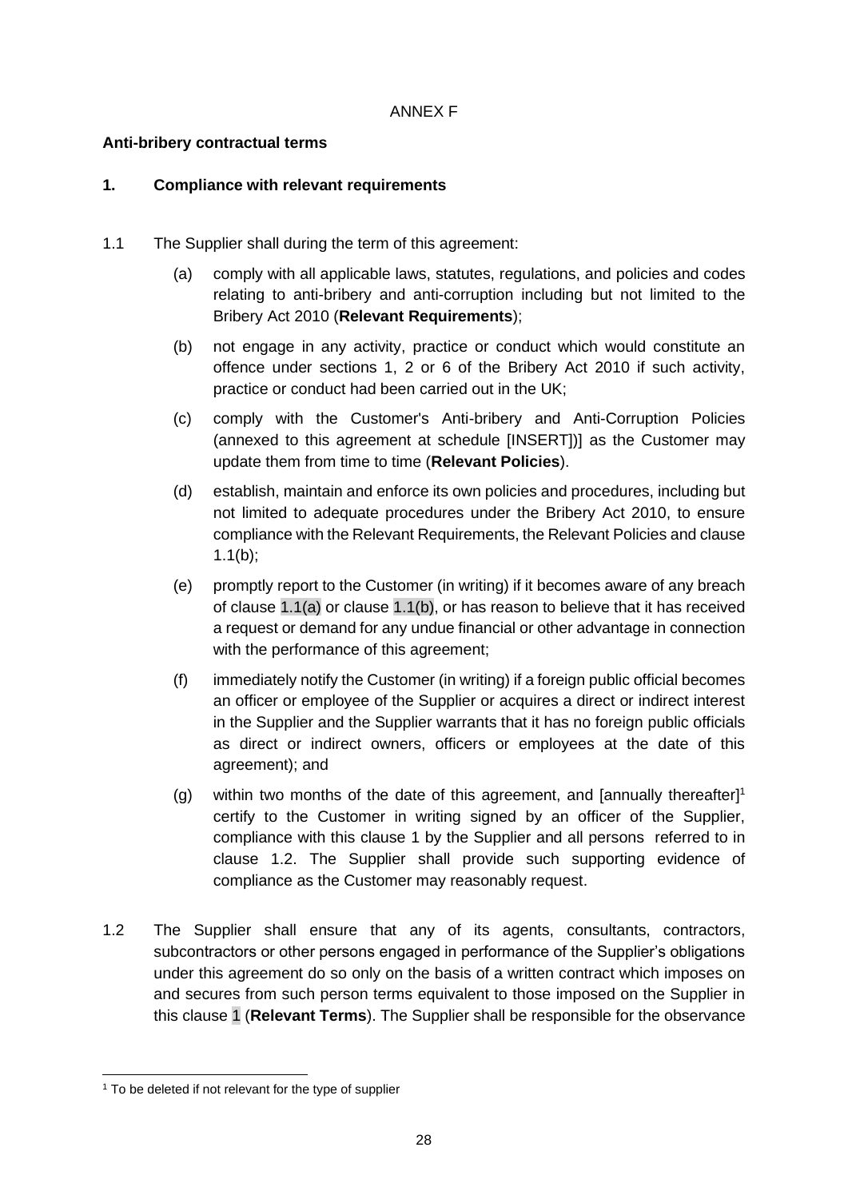ANNEX F

**Anti-bribery contractual terms**

**1. Compliance with relevant requirements**

1.1 The Supplier shall during the term of this agreement:

(a) comply with all applicable laws, statutes, regulations, and policies and codes relating to anti-bribery and anti-corruption including but not limited to the Bribery Act 2010 (**Relevant Requirements**);

(b) not engage in any activity, practice or conduct which would constitute an offence under sections 1, 2 or 6 of the Bribery Act 2010 if such activity, practice or conduct had been carried out in the UK;

(c) comply with the Customer's Anti-bribery and Anti-Corruption Policies (annexed to this agreement at schedule [INSERT])] as the Customer may update them from time to time (**Relevant Policies**).

(d) establish, maintain and enforce its own policies and procedures, including but not limited to adequate procedures under the Bribery Act 2010, to ensure compliance with the Relevant Requirements, the Relevant Policies and clause 1.1(b);

(e) promptly report to the Customer (in writing) if it becomes aware of any breach of clause 1.1(a) or clause 1.1(b), or has reason to believe that it has received a request or demand for any undue financial or other advantage in connection with the performance of this agreement;

(f) immediately notify the Customer (in writing) if a foreign public official becomes an officer or employee of the Supplier or acquires a direct or indirect interest in the Supplier and the Supplier warrants that it has no foreign public officials as direct or indirect owners, officers or employees at the date of this agreement); and

(g) within two months of the date of this agreement, and [annually thereafter][1] certify to the Customer in writing signed by an officer of the Supplier, compliance with this clause 1 by the Supplier and all persons referred to in clause 1.2. The Supplier shall provide such supporting evidence of compliance as the Customer may reasonably request.

1.2 The Supplier shall ensure that any of its agents, consultants, contractors, subcontractors or other persons engaged in performance of the Supplier's obligations under this agreement do so only on the basis of a written contract which imposes on and secures from such person terms equivalent to those imposed on the Supplier in this clause 1 (**Relevant Terms**). The Supplier shall be responsible for the observance

[1] To be deleted if not relevant for the type of supplier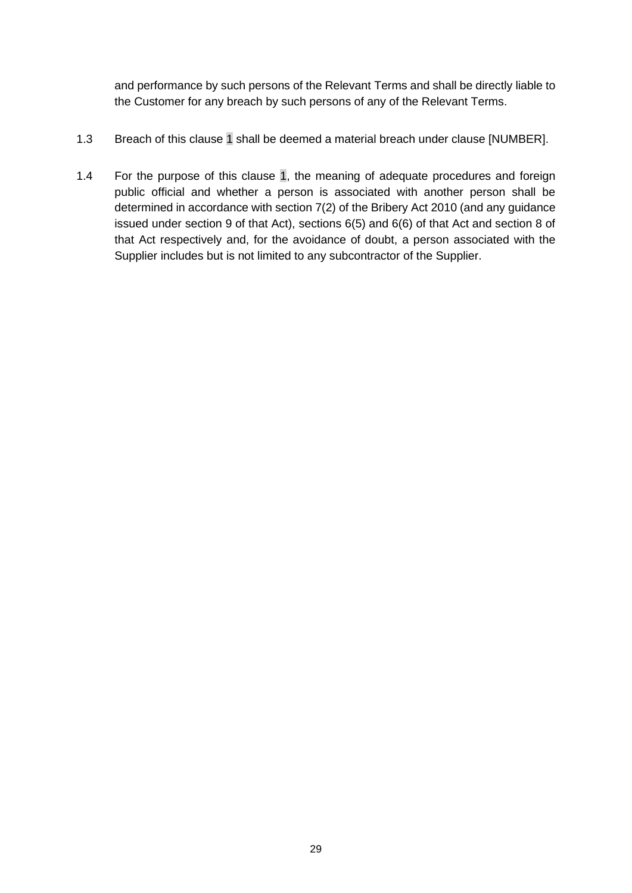and performance by such persons of the Relevant Terms and shall be directly liable to the Customer for any breach by such persons of any of the Relevant Terms.

1.3 Breach of this clause 1 shall be deemed a material breach under clause [NUMBER].

1.4 For the purpose of this clause 1, the meaning of adequate procedures and foreign public official and whether a person is associated with another person shall be determined in accordance with section 7(2) of the Bribery Act 2010 (and any guidance issued under section 9 of that Act), sections 6(5) and 6(6) of that Act and section 8 of that Act respectively and, for the avoidance of doubt, a person associated with the Supplier includes but is not limited to any subcontractor of the Supplier.